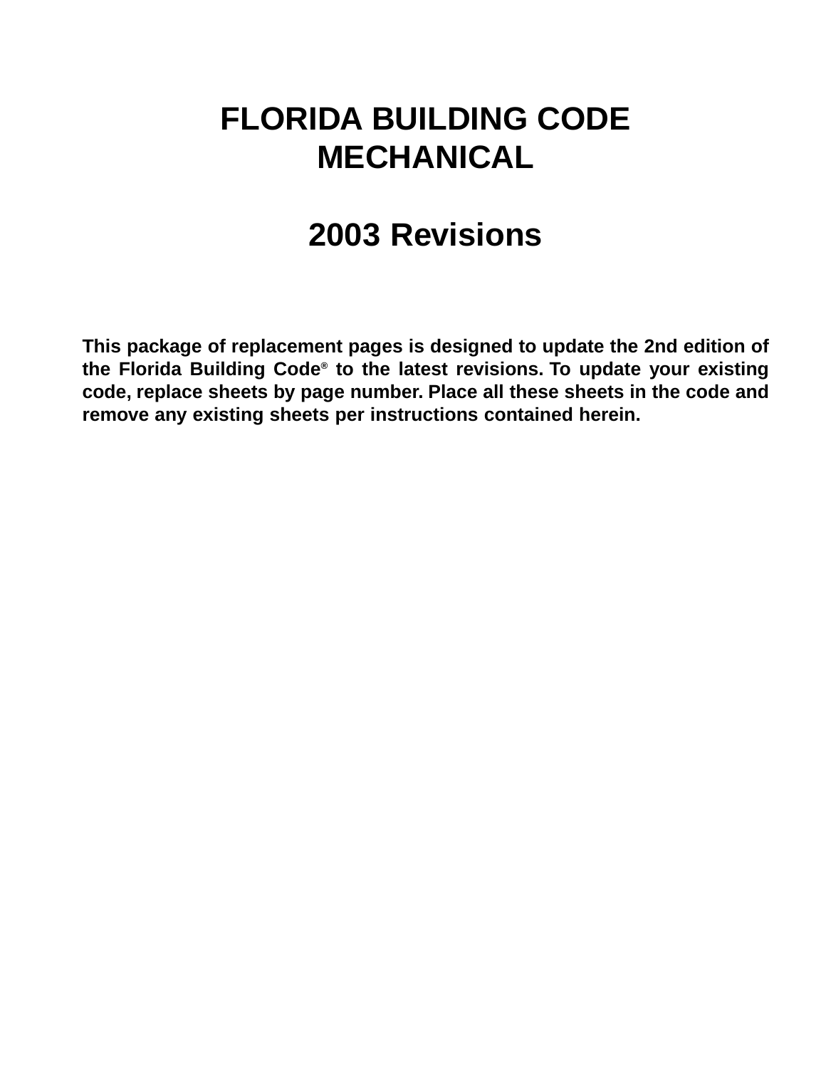# FLORIDA BUILDING CODE MECHANICAL

# 2003 Revisions

**This package of replacement pages is designed to update the 2nd edition of the Florida Building Code® to the latest revisions. To update your existing code, replace sheets by page number. Place all these sheets in the code and remove any existing sheets per instructions contained herein.**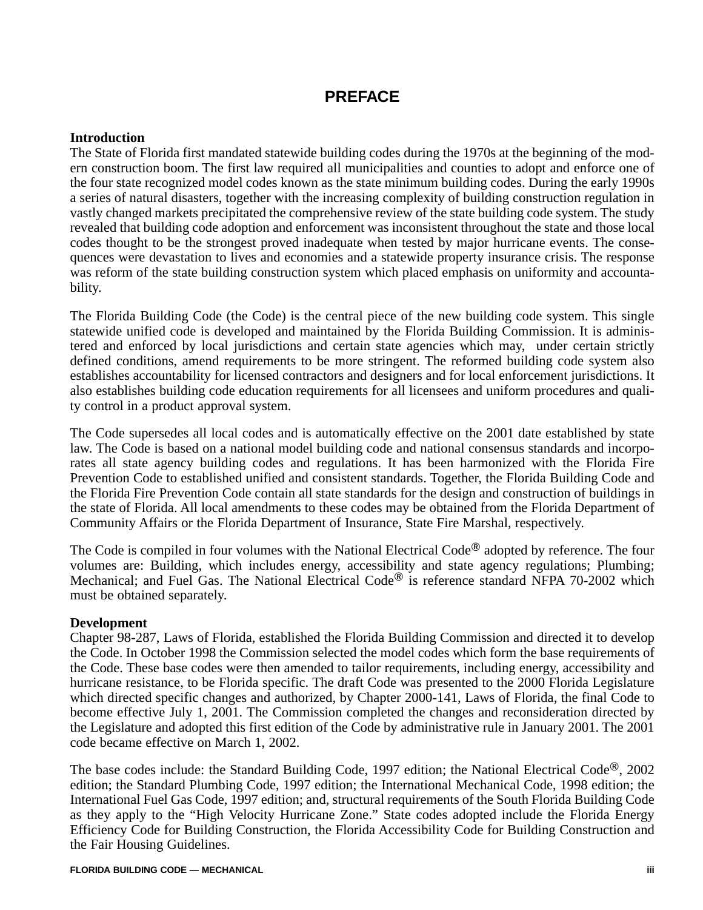# PREFACE

**Introduction**

The State of Florida first mandated statewide building codes during the 1970s at the beginning of the modern construction boom. The first law required all municipalities and counties to adopt and enforce one of the four state recognized model codes known as the state minimum building codes. During the early 1990s a series of natural disasters, together with the increasing complexity of building construction regulation in vastly changed markets precipitated the comprehensive review of the state building code system. The study revealed that building code adoption and enforcement was inconsistent throughout the state and those local codes thought to be the strongest proved inadequate when tested by major hurricane events. The consequences were devastation to lives and economies and a statewide property insurance crisis. The response was reform of the state building construction system which placed emphasis on uniformity and accountability.

The Florida Building Code (the Code) is the central piece of the new building code system. This single statewide unified code is developed and maintained by the Florida Building Commission. It is administered and enforced by local jurisdictions and certain state agencies which may, under certain strictly defined conditions, amend requirements to be more stringent. The reformed building code system also establishes accountability for licensed contractors and designers and for local enforcement jurisdictions. It also establishes building code education requirements for all licensees and uniform procedures and quality control in a product approval system.

The Code supersedes all local codes and is automatically effective on the 2001 date established by state law. The Code is based on a national model building code and national consensus standards and incorporates all state agency building codes and regulations. It has been harmonized with the Florida Fire Prevention Code to established unified and consistent standards. Together, the Florida Building Code and the Florida Fire Prevention Code contain all state standards for the design and construction of buildings in the state of Florida. All local amendments to these codes may be obtained from the Florida Department of Community Affairs or the Florida Department of Insurance, State Fire Marshal, respectively.

The Code is compiled in four volumes with the National Electrical Code® adopted by reference. The four volumes are: Building, which includes energy, accessibility and state agency regulations; Plumbing; Mechanical; and Fuel Gas. The National Electrical Code® is reference standard NFPA 70-2002 which must be obtained separately.

**Development**

Chapter 98-287, Laws of Florida, established the Florida Building Commission and directed it to develop the Code. In October 1998 the Commission selected the model codes which form the base requirements of the Code. These base codes were then amended to tailor requirements, including energy, accessibility and hurricane resistance, to be Florida specific. The draft Code was presented to the 2000 Florida Legislature which directed specific changes and authorized, by Chapter 2000-141, Laws of Florida, the final Code to become effective July 1, 2001. The Commission completed the changes and reconsideration directed by the Legislature and adopted this first edition of the Code by administrative rule in January 2001. The 2001 code became effective on March 1, 2002.

The base codes include: the Standard Building Code, 1997 edition; the National Electrical Code®, 2002 edition; the Standard Plumbing Code, 1997 edition; the International Mechanical Code, 1998 edition; the International Fuel Gas Code, 1997 edition; and, structural requirements of the South Florida Building Code as they apply to the "High Velocity Hurricane Zone." State codes adopted include the Florida Energy Efficiency Code for Building Construction, the Florida Accessibility Code for Building Construction and the Fair Housing Guidelines.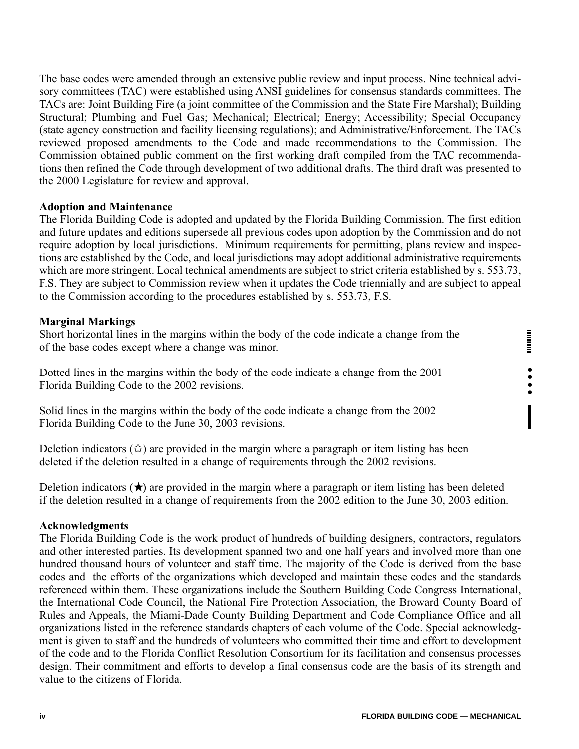The base codes were amended through an extensive public review and input process. Nine technical advisory committees (TAC) were established using ANSI guidelines for consensus standards committees. The TACs are: Joint Building Fire (a joint committee of the Commission and the State Fire Marshal); Building Structural; Plumbing and Fuel Gas; Mechanical; Electrical; Energy; Accessibility; Special Occupancy (state agency construction and facility licensing regulations); and Administrative/Enforcement. The TACs reviewed proposed amendments to the Code and made recommendations to the Commission. The Commission obtained public comment on the first working draft compiled from the TAC recommendations then refined the Code through development of two additional drafts. The third draft was presented to the 2000 Legislature for review and approval.

**Adoption and Maintenance**

The Florida Building Code is adopted and updated by the Florida Building Commission. The first edition and future updates and editions supersede all previous codes upon adoption by the Commission and do not require adoption by local jurisdictions. Minimum requirements for permitting, plans review and inspections are established by the Code, and local jurisdictions may adopt additional administrative requirements which are more stringent. Local technical amendments are subject to strict criteria established by s. 553.73, F.S. They are subject to Commission review when it updates the Code triennially and are subject to appeal to the Commission according to the procedures established by s. 553.73, F.S.

**Marginal Markings**

Short horizontal lines in the margins within the body of the code indicate a change from the of the base codes except where a change was minor.

Dotted lines in the margins within the body of the code indicate a change from the 2001 Florida Building Code to the 2002 revisions.

Solid lines in the margins within the body of the code indicate a change from the 2002 Florida Building Code to the June 30, 2003 revisions.

Deletion indicators (☆) are provided in the margin where a paragraph or item listing has been deleted if the deletion resulted in a change of requirements through the 2002 revisions.

Deletion indicators (★) are provided in the margin where a paragraph or item listing has been deleted if the deletion resulted in a change of requirements from the 2002 edition to the June 30, 2003 edition.

**Acknowledgments**

The Florida Building Code is the work product of hundreds of building designers, contractors, regulators and other interested parties. Its development spanned two and one half years and involved more than one hundred thousand hours of volunteer and staff time. The majority of the Code is derived from the base codes and the efforts of the organizations which developed and maintain these codes and the standards referenced within them. These organizations include the Southern Building Code Congress International, the International Code Council, the National Fire Protection Association, the Broward County Board of Rules and Appeals, the Miami-Dade County Building Department and Code Compliance Office and all organizations listed in the reference standards chapters of each volume of the Code. Special acknowledgment is given to staff and the hundreds of volunteers who committed their time and effort to development of the code and to the Florida Conflict Resolution Consortium for its facilitation and consensus processes design. Their commitment and efforts to develop a final consensus code are the basis of its strength and value to the citizens of Florida.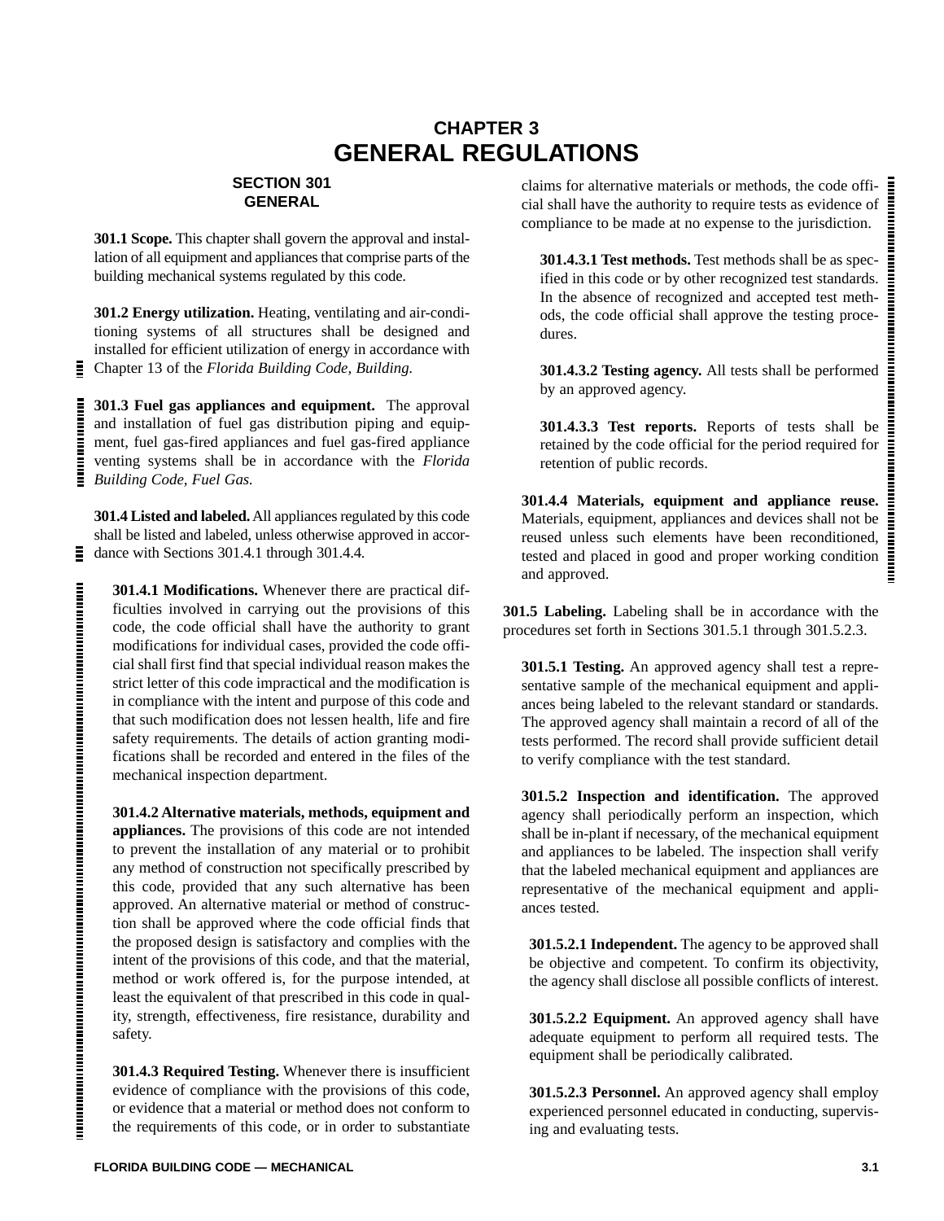# CHAPTER 3
# GENERAL REGULATIONS

## SECTION 301
## GENERAL

**301.1 Scope.** This chapter shall govern the approval and installation of all equipment and appliances that comprise parts of the building mechanical systems regulated by this code.

**301.2 Energy utilization.** Heating, ventilating and air-conditioning systems of all structures shall be designed and installed for efficient utilization of energy in accordance with Chapter 13 of the *Florida Building Code, Building.*

**301.3 Fuel gas appliances and equipment.** The approval and installation of fuel gas distribution piping and equipment, fuel gas-fired appliances and fuel gas-fired appliance venting systems shall be in accordance with the *Florida Building Code, Fuel Gas.*

**301.4 Listed and labeled.** All appliances regulated by this code shall be listed and labeled, unless otherwise approved in accordance with Sections 301.4.1 through 301.4.4.

**301.4.1 Modifications.** Whenever there are practical difficulties involved in carrying out the provisions of this code, the code official shall have the authority to grant modifications for individual cases, provided the code official shall first find that special individual reason makes the strict letter of this code impractical and the modification is in compliance with the intent and purpose of this code and that such modification does not lessen health, life and fire safety requirements. The details of action granting modifications shall be recorded and entered in the files of the mechanical inspection department.

**301.4.2 Alternative materials, methods, equipment and appliances.** The provisions of this code are not intended to prevent the installation of any material or to prohibit any method of construction not specifically prescribed by this code, provided that any such alternative has been approved. An alternative material or method of construction shall be approved where the code official finds that the proposed design is satisfactory and complies with the intent of the provisions of this code, and that the material, method or work offered is, for the purpose intended, at least the equivalent of that prescribed in this code in quality, strength, effectiveness, fire resistance, durability and safety.

**301.4.3 Required Testing.** Whenever there is insufficient evidence of compliance with the provisions of this code, or evidence that a material or method does not conform to the requirements of this code, or in order to substantiate claims for alternative materials or methods, the code official shall have the authority to require tests as evidence of compliance to be made at no expense to the jurisdiction.

**301.4.3.1 Test methods.** Test methods shall be as specified in this code or by other recognized test standards. In the absence of recognized and accepted test methods, the code official shall approve the testing procedures.

**301.4.3.2 Testing agency.** All tests shall be performed by an approved agency.

**301.4.3.3 Test reports.** Reports of tests shall be retained by the code official for the period required for retention of public records.

**301.4.4 Materials, equipment and appliance reuse.** Materials, equipment, appliances and devices shall not be reused unless such elements have been reconditioned, tested and placed in good and proper working condition and approved.

**301.5 Labeling.** Labeling shall be in accordance with the procedures set forth in Sections 301.5.1 through 301.5.2.3.

**301.5.1 Testing.** An approved agency shall test a representative sample of the mechanical equipment and appliances being labeled to the relevant standard or standards. The approved agency shall maintain a record of all of the tests performed. The record shall provide sufficient detail to verify compliance with the test standard.

**301.5.2 Inspection and identification.** The approved agency shall periodically perform an inspection, which shall be in-plant if necessary, of the mechanical equipment and appliances to be labeled. The inspection shall verify that the labeled mechanical equipment and appliances are representative of the mechanical equipment and appliances tested.

**301.5.2.1 Independent.** The agency to be approved shall be objective and competent. To confirm its objectivity, the agency shall disclose all possible conflicts of interest.

**301.5.2.2 Equipment.** An approved agency shall have adequate equipment to perform all required tests. The equipment shall be periodically calibrated.

**301.5.2.3 Personnel.** An approved agency shall employ experienced personnel educated in conducting, supervising and evaluating tests.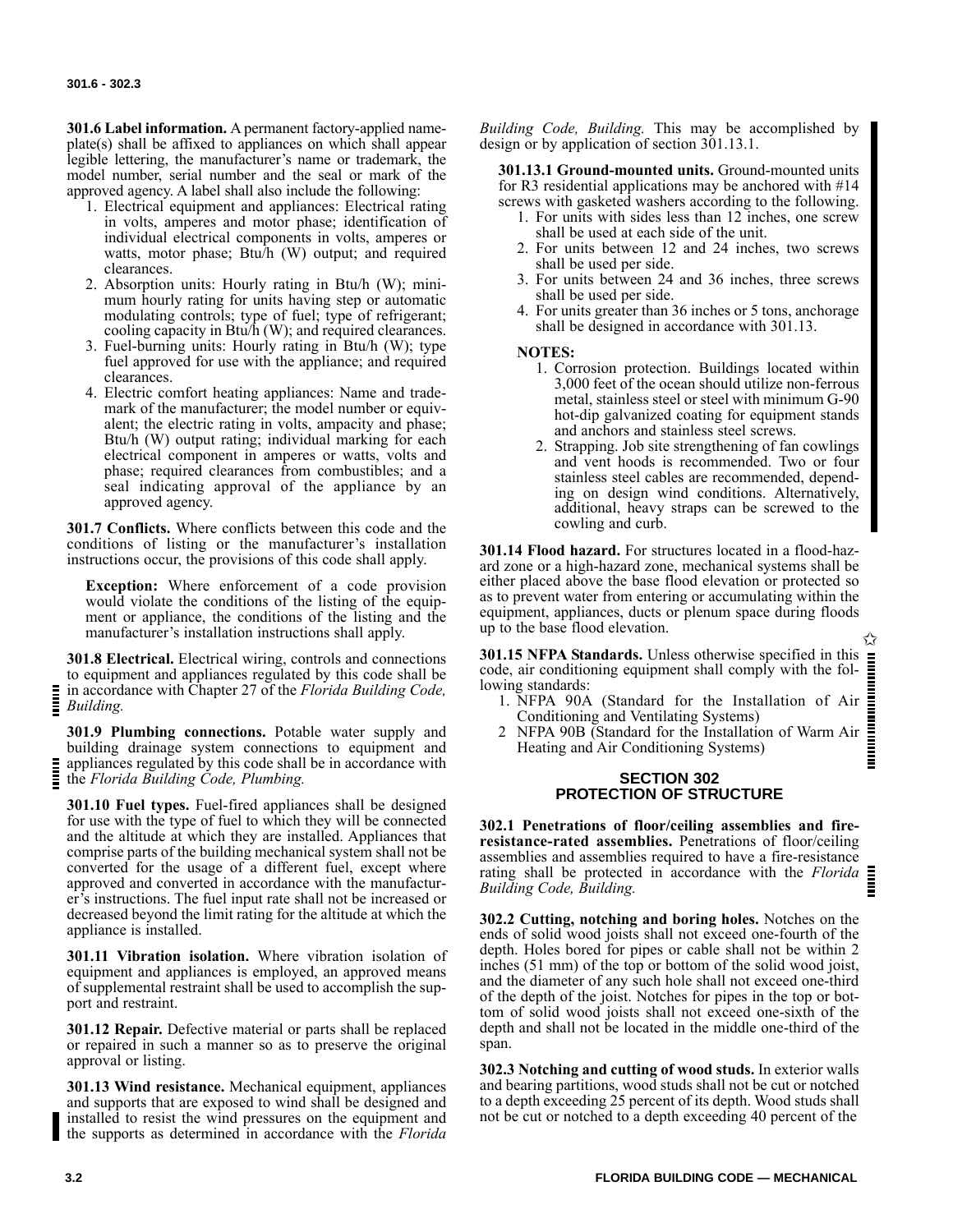**301.6 Label information.** A permanent factory-applied nameplate(s) shall be affixed to appliances on which shall appear legible lettering, the manufacturer's name or trademark, the model number, serial number and the seal or mark of the approved agency. A label shall also include the following:

1. Electrical equipment and appliances: Electrical rating in volts, amperes and motor phase; identification of individual electrical components in volts, amperes or watts, motor phase; Btu/h (W) output; and required clearances.
2. Absorption units: Hourly rating in Btu/h (W); minimum hourly rating for units having step or automatic modulating controls; type of fuel; type of refrigerant; cooling capacity in Btu/h (W); and required clearances.
3. Fuel-burning units: Hourly rating in Btu/h (W); type fuel approved for use with the appliance; and required clearances.
4. Electric comfort heating appliances: Name and trademark of the manufacturer; the model number or equivalent; the electric rating in volts, ampacity and phase; Btu/h (W) output rating; individual marking for each electrical component in amperes or watts, volts and phase; required clearances from combustibles; and a seal indicating approval of the appliance by an approved agency.

**301.7 Conflicts.** Where conflicts between this code and the conditions of listing or the manufacturer's installation instructions occur, the provisions of this code shall apply.

> **Exception:** Where enforcement of a code provision would violate the conditions of the listing of the equipment or appliance, the conditions of the listing and the manufacturer's installation instructions shall apply.

**301.8 Electrical.** Electrical wiring, controls and connections to equipment and appliances regulated by this code shall be in accordance with Chapter 27 of the *Florida Building Code, Building.*

**301.9 Plumbing connections.** Potable water supply and building drainage system connections to equipment and appliances regulated by this code shall be in accordance with the *Florida Building Code, Plumbing.*

**301.10 Fuel types.** Fuel-fired appliances shall be designed for use with the type of fuel to which they will be connected and the altitude at which they are installed. Appliances that comprise parts of the building mechanical system shall not be converted for the usage of a different fuel, except where approved and converted in accordance with the manufacturer's instructions. The fuel input rate shall not be increased or decreased beyond the limit rating for the altitude at which the appliance is installed.

**301.11 Vibration isolation.** Where vibration isolation of equipment and appliances is employed, an approved means of supplemental restraint shall be used to accomplish the support and restraint.

**301.12 Repair.** Defective material or parts shall be replaced or repaired in such a manner so as to preserve the original approval or listing.

**301.13 Wind resistance.** Mechanical equipment, appliances and supports that are exposed to wind shall be designed and installed to resist the wind pressures on the equipment and the supports as determined in accordance with the *Florida Building Code, Building.* This may be accomplished by design or by application of section 301.13.1.

**301.13.1 Ground-mounted units.** Ground-mounted units for R3 residential applications may be anchored with #14 screws with gasketed washers according to the following.

1. For units with sides less than 12 inches, one screw shall be used at each side of the unit.
2. For units between 12 and 24 inches, two screws shall be used per side.
3. For units between 24 and 36 inches, three screws shall be used per side.
4. For units greater than 36 inches or 5 tons, anchorage shall be designed in accordance with 301.13.

**NOTES:**

1. Corrosion protection. Buildings located within 3,000 feet of the ocean should utilize non-ferrous metal, stainless steel or steel with minimum G-90 hot-dip galvanized coating for equipment stands and anchors and stainless steel screws.
2. Strapping. Job site strengthening of fan cowlings and vent hoods is recommended. Two or four stainless steel cables are recommended, depending on design wind conditions. Alternatively, additional, heavy straps can be screwed to the cowling and curb.

**301.14 Flood hazard.** For structures located in a flood-hazard zone or a high-hazard zone, mechanical systems shall be either placed above the base flood elevation or protected so as to prevent water from entering or accumulating within the equipment, appliances, ducts or plenum space during floods up to the base flood elevation.

**301.15 NFPA Standards.** Unless otherwise specified in this code, air conditioning equipment shall comply with the following standards:

1. NFPA 90A (Standard for the Installation of Air Conditioning and Ventilating Systems)
2. NFPA 90B (Standard for the Installation of Warm Air Heating and Air Conditioning Systems)

## SECTION 302 PROTECTION OF STRUCTURE

**302.1 Penetrations of floor/ceiling assemblies and fire-resistance-rated assemblies.** Penetrations of floor/ceiling assemblies and assemblies required to have a fire-resistance rating shall be protected in accordance with the *Florida Building Code, Building.*

**302.2 Cutting, notching and boring holes.** Notches on the ends of solid wood joists shall not exceed one-fourth of the depth. Holes bored for pipes or cable shall not be within 2 inches (51 mm) of the top or bottom of the solid wood joist, and the diameter of any such hole shall not exceed one-third of the depth of the joist. Notches for pipes in the top or bottom of solid wood joists shall not exceed one-sixth of the depth and shall not be located in the middle one-third of the span.

**302.3 Notching and cutting of wood studs.** In exterior walls and bearing partitions, wood studs shall not be cut or notched to a depth exceeding 25 percent of its depth. Wood studs shall not be cut or notched to a depth exceeding 40 percent of the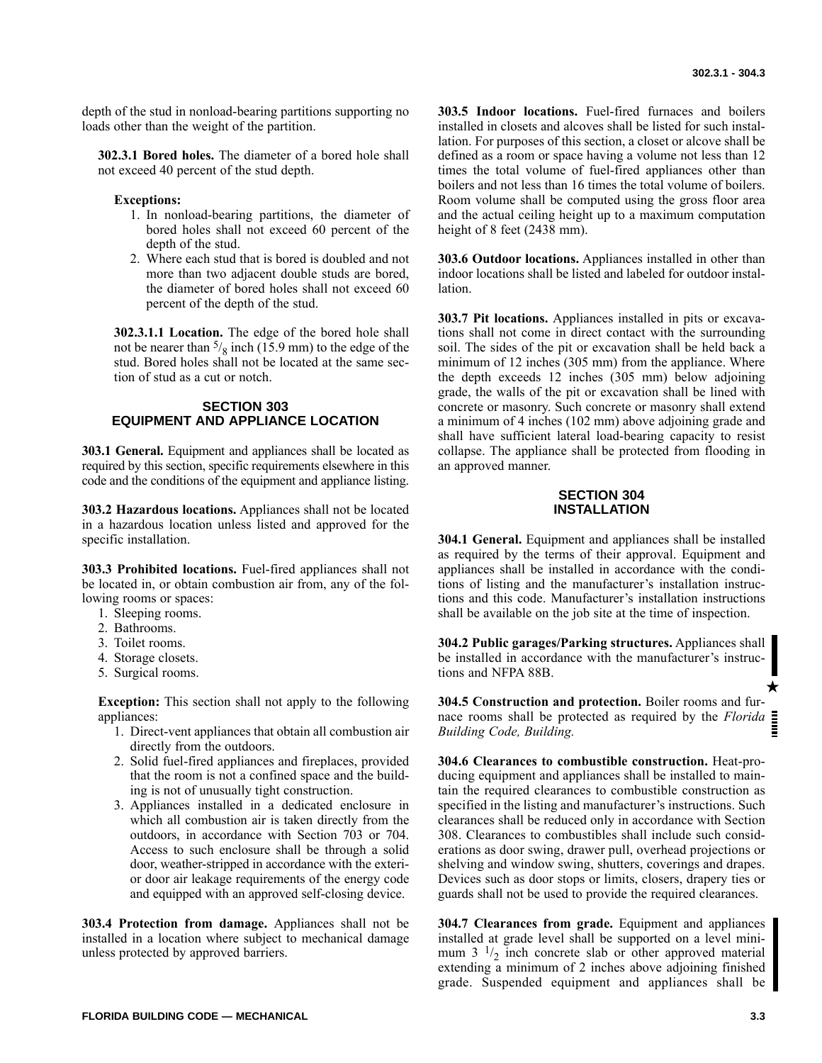depth of the stud in nonload-bearing partitions supporting no loads other than the weight of the partition.

**302.3.1 Bored holes.** The diameter of a bored hole shall not exceed 40 percent of the stud depth.

**Exceptions:**

1. In nonload-bearing partitions, the diameter of bored holes shall not exceed 60 percent of the depth of the stud.
2. Where each stud that is bored is doubled and not more than two adjacent double studs are bored, the diameter of bored holes shall not exceed 60 percent of the depth of the stud.

**302.3.1.1 Location.** The edge of the bored hole shall not be nearer than $^5/_8$ inch (15.9 mm) to the edge of the stud. Bored holes shall not be located at the same section of stud as a cut or notch.

## SECTION 303 EQUIPMENT AND APPLIANCE LOCATION

**303.1 General.** Equipment and appliances shall be located as required by this section, specific requirements elsewhere in this code and the conditions of the equipment and appliance listing.

**303.2 Hazardous locations.** Appliances shall not be located in a hazardous location unless listed and approved for the specific installation.

**303.3 Prohibited locations.** Fuel-fired appliances shall not be located in, or obtain combustion air from, any of the following rooms or spaces:

1. Sleeping rooms.
2. Bathrooms.
3. Toilet rooms.
4. Storage closets.
5. Surgical rooms.

**Exception:** This section shall not apply to the following appliances:

1. Direct-vent appliances that obtain all combustion air directly from the outdoors.
2. Solid fuel-fired appliances and fireplaces, provided that the room is not a confined space and the building is not of unusually tight construction.
3. Appliances installed in a dedicated enclosure in which all combustion air is taken directly from the outdoors, in accordance with Section 703 or 704. Access to such enclosure shall be through a solid door, weather-stripped in accordance with the exterior door air leakage requirements of the energy code and equipped with an approved self-closing device.

**303.4 Protection from damage.** Appliances shall not be installed in a location where subject to mechanical damage unless protected by approved barriers.

**303.5 Indoor locations.** Fuel-fired furnaces and boilers installed in closets and alcoves shall be listed for such installation. For purposes of this section, a closet or alcove shall be defined as a room or space having a volume not less than 12 times the total volume of fuel-fired appliances other than boilers and not less than 16 times the total volume of boilers. Room volume shall be computed using the gross floor area and the actual ceiling height up to a maximum computation height of 8 feet (2438 mm).

**303.6 Outdoor locations.** Appliances installed in other than indoor locations shall be listed and labeled for outdoor installation.

**303.7 Pit locations.** Appliances installed in pits or excavations shall not come in direct contact with the surrounding soil. The sides of the pit or excavation shall be held back a minimum of 12 inches (305 mm) from the appliance. Where the depth exceeds 12 inches (305 mm) below adjoining grade, the walls of the pit or excavation shall be lined with concrete or masonry. Such concrete or masonry shall extend a minimum of 4 inches (102 mm) above adjoining grade and shall have sufficient lateral load-bearing capacity to resist collapse. The appliance shall be protected from flooding in an approved manner.

## SECTION 304 INSTALLATION

**304.1 General.** Equipment and appliances shall be installed as required by the terms of their approval. Equipment and appliances shall be installed in accordance with the conditions of listing and the manufacturer's installation instructions and this code. Manufacturer's installation instructions shall be available on the job site at the time of inspection.

**304.2 Public garages/Parking structures.** Appliances shall be installed in accordance with the manufacturer's instructions and NFPA 88B.

**304.5 Construction and protection.** Boiler rooms and furnace rooms shall be protected as required by the *Florida Building Code, Building.*

**304.6 Clearances to combustible construction.** Heat-producing equipment and appliances shall be installed to maintain the required clearances to combustible construction as specified in the listing and manufacturer's instructions. Such clearances shall be reduced only in accordance with Section 308. Clearances to combustibles shall include such considerations as door swing, drawer pull, overhead projections or shelving and window swing, shutters, coverings and drapes. Devices such as door stops or limits, closers, drapery ties or guards shall not be used to provide the required clearances.

**304.7 Clearances from grade.** Equipment and appliances installed at grade level shall be supported on a level minimum 3 $^1/_2$ inch concrete slab or other approved material extending a minimum of 2 inches above adjoining finished grade. Suspended equipment and appliances shall be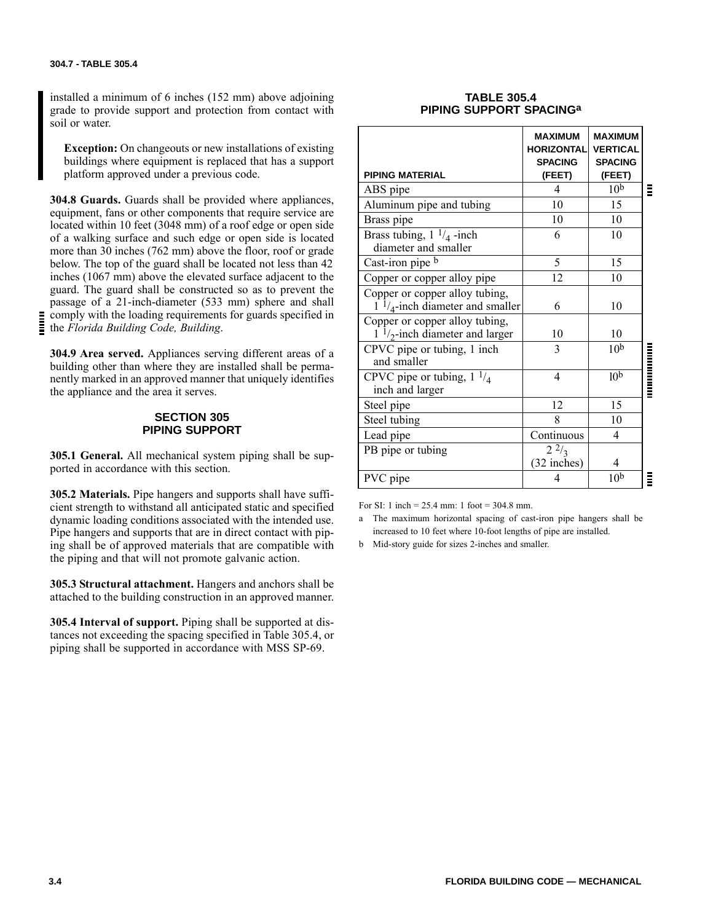installed a minimum of 6 inches (152 mm) above adjoining grade to provide support and protection from contact with soil or water.

**Exception:** On changeouts or new installations of existing buildings where equipment is replaced that has a support platform approved under a previous code.

**304.8 Guards.** Guards shall be provided where appliances, equipment, fans or other components that require service are located within 10 feet (3048 mm) of a roof edge or open side of a walking surface and such edge or open side is located more than 30 inches (762 mm) above the floor, roof or grade below. The top of the guard shall be located not less than 42 inches (1067 mm) above the elevated surface adjacent to the guard. The guard shall be constructed so as to prevent the passage of a 21-inch-diameter (533 mm) sphere and shall comply with the loading requirements for guards specified in the *Florida Building Code, Building*.

**304.9 Area served.** Appliances serving different areas of a building other than where they are installed shall be permanently marked in an approved manner that uniquely identifies the appliance and the area it serves.

## SECTION 305 PIPING SUPPORT

**305.1 General.** All mechanical system piping shall be supported in accordance with this section.

**305.2 Materials.** Pipe hangers and supports shall have sufficient strength to withstand all anticipated static and specified dynamic loading conditions associated with the intended use. Pipe hangers and supports that are in direct contact with piping shall be of approved materials that are compatible with the piping and that will not promote galvanic action.

**305.3 Structural attachment.** Hangers and anchors shall be attached to the building construction in an approved manner.

**305.4 Interval of support.** Piping shall be supported at distances not exceeding the spacing specified in Table 305.4, or piping shall be supported in accordance with MSS SP-69.

**TABLE 305.4**
**PIPING SUPPORT SPACING[a]**

| PIPING MATERIAL | MAXIMUM HORIZONTAL SPACING (FEET) | MAXIMUM VERTICAL SPACING (FEET) |
|---|---|---|
| ABS pipe | 4 | 10[b] |
| Aluminum pipe and tubing | 10 | 15 |
| Brass pipe | 10 | 10 |
| Brass tubing, 1 1/4 -inch diameter and smaller | 6 | 10 |
| Cast-iron pipe [b] | 5 | 15 |
| Copper or copper alloy pipe | 12 | 10 |
| Copper or copper alloy tubing, 1 1/4-inch diameter and smaller | 6 | 10 |
| Copper or copper alloy tubing, 1 1/2-inch diameter and larger | 10 | 10 |
| CPVC pipe or tubing, 1 inch and smaller | 3 | 10[b] |
| CPVC pipe or tubing, 1 1/4 inch and larger | 4 | 10[b] |
| Steel pipe | 12 | 15 |
| Steel tubing | 8 | 10 |
| Lead pipe | Continuous | 4 |
| PB pipe or tubing | 2 2/3 (32 inches) | 4 |
| PVC pipe | 4 | 10[b] |

For SI: 1 inch = 25.4 mm: 1 foot = 304.8 mm.

a The maximum horizontal spacing of cast-iron pipe hangers shall be increased to 10 feet where 10-foot lengths of pipe are installed.

b Mid-story guide for sizes 2-inches and smaller.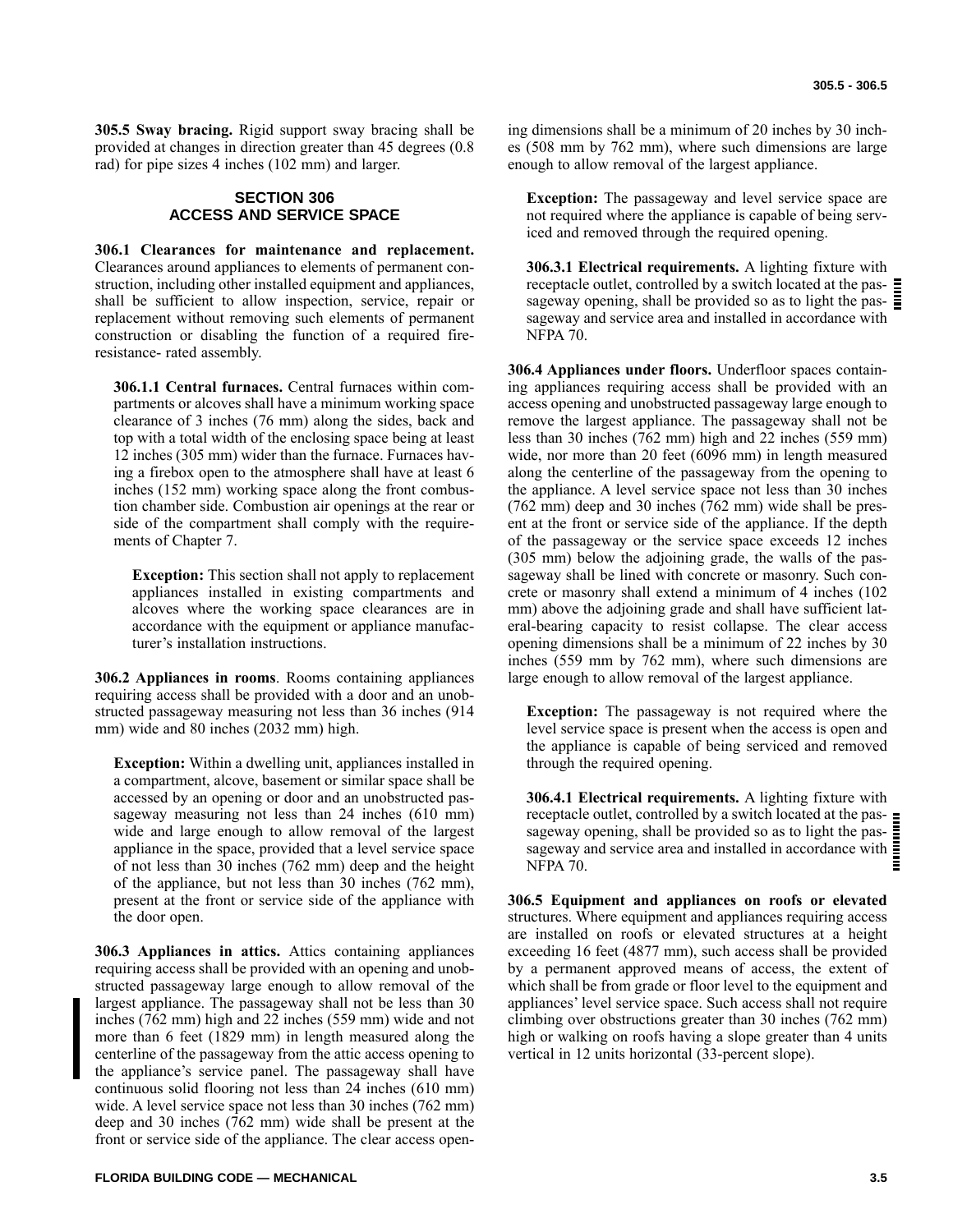**305.5 Sway bracing.** Rigid support sway bracing shall be provided at changes in direction greater than 45 degrees (0.8 rad) for pipe sizes 4 inches (102 mm) and larger.

## SECTION 306
## ACCESS AND SERVICE SPACE

**306.1 Clearances for maintenance and replacement.** Clearances around appliances to elements of permanent construction, including other installed equipment and appliances, shall be sufficient to allow inspection, service, repair or replacement without removing such elements of permanent construction or disabling the function of a required fire-resistance- rated assembly.

**306.1.1 Central furnaces.** Central furnaces within compartments or alcoves shall have a minimum working space clearance of 3 inches (76 mm) along the sides, back and top with a total width of the enclosing space being at least 12 inches (305 mm) wider than the furnace. Furnaces having a firebox open to the atmosphere shall have at least 6 inches (152 mm) working space along the front combustion chamber side. Combustion air openings at the rear or side of the compartment shall comply with the requirements of Chapter 7.

**Exception:** This section shall not apply to replacement appliances installed in existing compartments and alcoves where the working space clearances are in accordance with the equipment or appliance manufacturer's installation instructions.

**306.2 Appliances in rooms**. Rooms containing appliances requiring access shall be provided with a door and an unobstructed passageway measuring not less than 36 inches (914 mm) wide and 80 inches (2032 mm) high.

**Exception:** Within a dwelling unit, appliances installed in a compartment, alcove, basement or similar space shall be accessed by an opening or door and an unobstructed passageway measuring not less than 24 inches (610 mm) wide and large enough to allow removal of the largest appliance in the space, provided that a level service space of not less than 30 inches (762 mm) deep and the height of the appliance, but not less than 30 inches (762 mm), present at the front or service side of the appliance with the door open.

**306.3 Appliances in attics.** Attics containing appliances requiring access shall be provided with an opening and unobstructed passageway large enough to allow removal of the largest appliance. The passageway shall not be less than 30 inches (762 mm) high and 22 inches (559 mm) wide and not more than 6 feet (1829 mm) in length measured along the centerline of the passageway from the attic access opening to the appliance's service panel. The passageway shall have continuous solid flooring not less than 24 inches (610 mm) wide. A level service space not less than 30 inches (762 mm) deep and 30 inches (762 mm) wide shall be present at the front or service side of the appliance. The clear access opening dimensions shall be a minimum of 20 inches by 30 inches (508 mm by 762 mm), where such dimensions are large enough to allow removal of the largest appliance.

**Exception:** The passageway and level service space are not required where the appliance is capable of being serviced and removed through the required opening.

**306.3.1 Electrical requirements.** A lighting fixture with receptacle outlet, controlled by a switch located at the passageway opening, shall be provided so as to light the passageway and service area and installed in accordance with NFPA 70.

**306.4 Appliances under floors.** Underfloor spaces containing appliances requiring access shall be provided with an access opening and unobstructed passageway large enough to remove the largest appliance. The passageway shall not be less than 30 inches (762 mm) high and 22 inches (559 mm) wide, nor more than 20 feet (6096 mm) in length measured along the centerline of the passageway from the opening to the appliance. A level service space not less than 30 inches (762 mm) deep and 30 inches (762 mm) wide shall be present at the front or service side of the appliance. If the depth of the passageway or the service space exceeds 12 inches (305 mm) below the adjoining grade, the walls of the passageway shall be lined with concrete or masonry. Such concrete or masonry shall extend a minimum of 4 inches (102 mm) above the adjoining grade and shall have sufficient lateral-bearing capacity to resist collapse. The clear access opening dimensions shall be a minimum of 22 inches by 30 inches (559 mm by 762 mm), where such dimensions are large enough to allow removal of the largest appliance.

**Exception:** The passageway is not required where the level service space is present when the access is open and the appliance is capable of being serviced and removed through the required opening.

**306.4.1 Electrical requirements.** A lighting fixture with receptacle outlet, controlled by a switch located at the passageway opening, shall be provided so as to light the passageway and service area and installed in accordance with NFPA 70.

**306.5 Equipment and appliances on roofs or elevated** structures. Where equipment and appliances requiring access are installed on roofs or elevated structures at a height exceeding 16 feet (4877 mm), such access shall be provided by a permanent approved means of access, the extent of which shall be from grade or floor level to the equipment and appliances' level service space. Such access shall not require climbing over obstructions greater than 30 inches (762 mm) high or walking on roofs having a slope greater than 4 units vertical in 12 units horizontal (33-percent slope).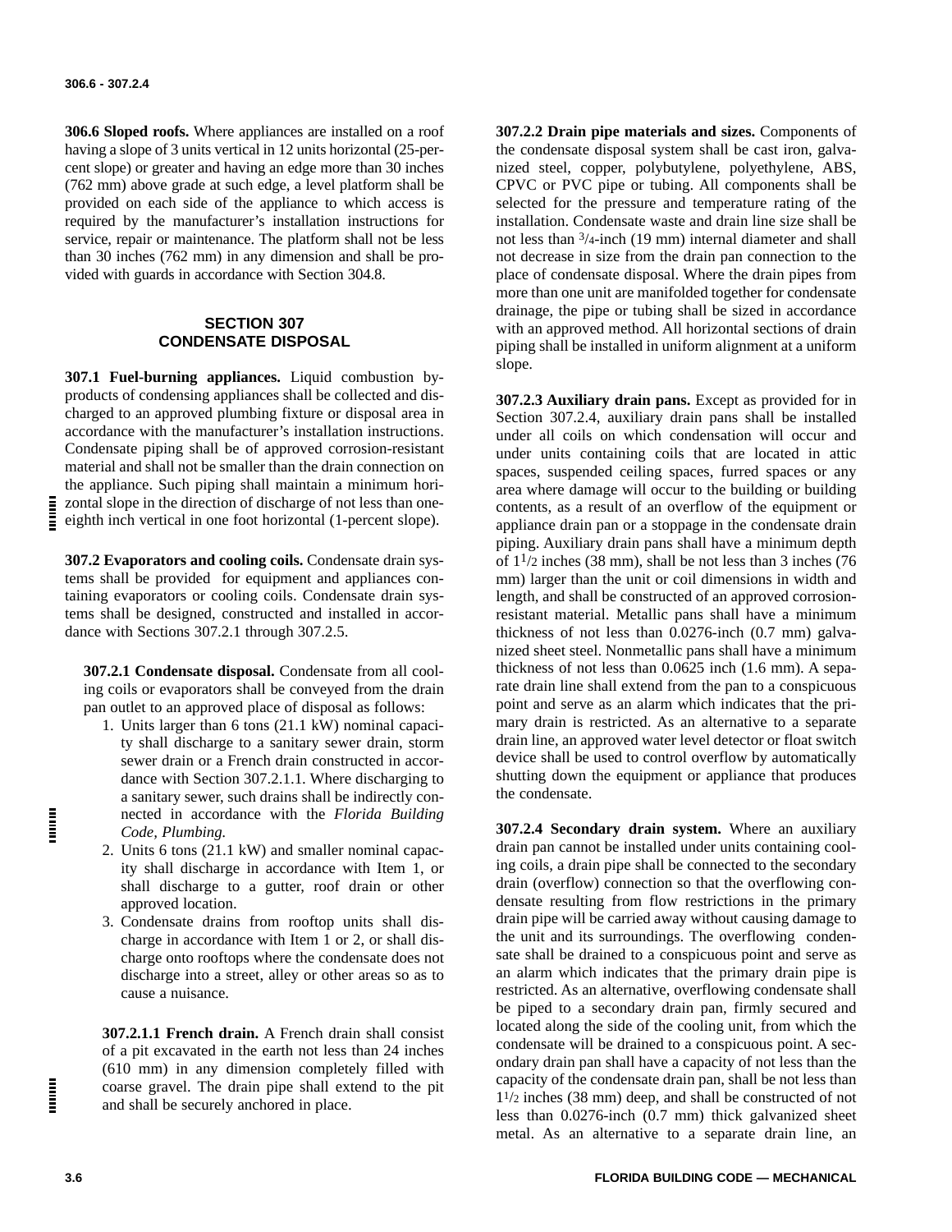**306.6 Sloped roofs.** Where appliances are installed on a roof having a slope of 3 units vertical in 12 units horizontal (25-percent slope) or greater and having an edge more than 30 inches (762 mm) above grade at such edge, a level platform shall be provided on each side of the appliance to which access is required by the manufacturer's installation instructions for service, repair or maintenance. The platform shall not be less than 30 inches (762 mm) in any dimension and shall be provided with guards in accordance with Section 304.8.

## SECTION 307
## CONDENSATE DISPOSAL

**307.1 Fuel-burning appliances.** Liquid combustion by-products of condensing appliances shall be collected and discharged to an approved plumbing fixture or disposal area in accordance with the manufacturer's installation instructions. Condensate piping shall be of approved corrosion-resistant material and shall not be smaller than the drain connection on the appliance. Such piping shall maintain a minimum horizontal slope in the direction of discharge of not less than one-eighth inch vertical in one foot horizontal (1-percent slope).

**307.2 Evaporators and cooling coils.** Condensate drain systems shall be provided for equipment and appliances containing evaporators or cooling coils. Condensate drain systems shall be designed, constructed and installed in accordance with Sections 307.2.1 through 307.2.5.

**307.2.1 Condensate disposal.** Condensate from all cooling coils or evaporators shall be conveyed from the drain pan outlet to an approved place of disposal as follows:

1. Units larger than 6 tons (21.1 kW) nominal capacity shall discharge to a sanitary sewer drain, storm sewer drain or a French drain constructed in accordance with Section 307.2.1.1. Where discharging to a sanitary sewer, such drains shall be indirectly connected in accordance with the *Florida Building Code, Plumbing.*
2. Units 6 tons (21.1 kW) and smaller nominal capacity shall discharge in accordance with Item 1, or shall discharge to a gutter, roof drain or other approved location.
3. Condensate drains from rooftop units shall discharge in accordance with Item 1 or 2, or shall discharge onto rooftops where the condensate does not discharge into a street, alley or other areas so as to cause a nuisance.

**307.2.1.1 French drain.** A French drain shall consist of a pit excavated in the earth not less than 24 inches (610 mm) in any dimension completely filled with coarse gravel. The drain pipe shall extend to the pit and shall be securely anchored in place.

**307.2.2 Drain pipe materials and sizes.** Components of the condensate disposal system shall be cast iron, galvanized steel, copper, polybutylene, polyethylene, ABS, CPVC or PVC pipe or tubing. All components shall be selected for the pressure and temperature rating of the installation. Condensate waste and drain line size shall be not less than $^{3}/_{4}$-inch (19 mm) internal diameter and shall not decrease in size from the drain pan connection to the place of condensate disposal. Where the drain pipes from more than one unit are manifolded together for condensate drainage, the pipe or tubing shall be sized in accordance with an approved method. All horizontal sections of drain piping shall be installed in uniform alignment at a uniform slope.

**307.2.3 Auxiliary drain pans.** Except as provided for in Section 307.2.4, auxiliary drain pans shall be installed under all coils on which condensation will occur and under units containing coils that are located in attic spaces, suspended ceiling spaces, furred spaces or any area where damage will occur to the building or building contents, as a result of an overflow of the equipment or appliance drain pan or a stoppage in the condensate drain piping. Auxiliary drain pans shall have a minimum depth of $1^{1}/_{2}$ inches (38 mm), shall be not less than 3 inches (76 mm) larger than the unit or coil dimensions in width and length, and shall be constructed of an approved corrosion-resistant material. Metallic pans shall have a minimum thickness of not less than 0.0276-inch (0.7 mm) galvanized sheet steel. Nonmetallic pans shall have a minimum thickness of not less than 0.0625 inch (1.6 mm). A separate drain line shall extend from the pan to a conspicuous point and serve as an alarm which indicates that the primary drain is restricted. As an alternative to a separate drain line, an approved water level detector or float switch device shall be used to control overflow by automatically shutting down the equipment or appliance that produces the condensate.

**307.2.4 Secondary drain system.** Where an auxiliary drain pan cannot be installed under units containing cooling coils, a drain pipe shall be connected to the secondary drain (overflow) connection so that the overflowing condensate resulting from flow restrictions in the primary drain pipe will be carried away without causing damage to the unit and its surroundings. The overflowing condensate shall be drained to a conspicuous point and serve as an alarm which indicates that the primary drain pipe is restricted. As an alternative, overflowing condensate shall be piped to a secondary drain pan, firmly secured and located along the side of the cooling unit, from which the condensate will be drained to a conspicuous point. A secondary drain pan shall have a capacity of not less than the capacity of the condensate drain pan, shall be not less than $1^{1}/_{2}$ inches (38 mm) deep, and shall be constructed of not less than 0.0276-inch (0.7 mm) thick galvanized sheet metal. As an alternative to a separate drain line, an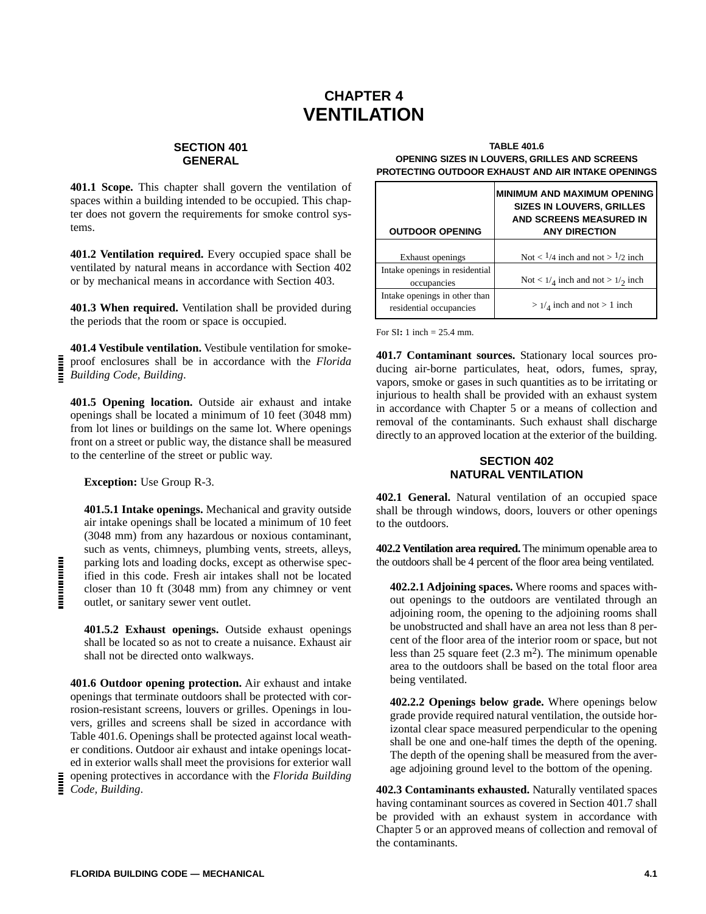# CHAPTER 4
# VENTILATION

## SECTION 401
## GENERAL

**401.1 Scope.** This chapter shall govern the ventilation of spaces within a building intended to be occupied. This chapter does not govern the requirements for smoke control systems.

**401.2 Ventilation required.** Every occupied space shall be ventilated by natural means in accordance with Section 402 or by mechanical means in accordance with Section 403.

**401.3 When required.** Ventilation shall be provided during the periods that the room or space is occupied.

**401.4 Vestibule ventilation.** Vestibule ventilation for smoke-proof enclosures shall be in accordance with the *Florida Building Code, Building*.

**401.5 Opening location.** Outside air exhaust and intake openings shall be located a minimum of 10 feet (3048 mm) from lot lines or buildings on the same lot. Where openings front on a street or public way, the distance shall be measured to the centerline of the street or public way.

**Exception:** Use Group R-3.

**401.5.1 Intake openings.** Mechanical and gravity outside air intake openings shall be located a minimum of 10 feet (3048 mm) from any hazardous or noxious contaminant, such as vents, chimneys, plumbing vents, streets, alleys, parking lots and loading docks, except as otherwise specified in this code. Fresh air intakes shall not be located closer than 10 ft (3048 mm) from any chimney or vent outlet, or sanitary sewer vent outlet.

**401.5.2 Exhaust openings.** Outside exhaust openings shall be located so as not to create a nuisance. Exhaust air shall not be directed onto walkways.

**401.6 Outdoor opening protection.** Air exhaust and intake openings that terminate outdoors shall be protected with corrosion-resistant screens, louvers or grilles. Openings in louvers, grilles and screens shall be sized in accordance with Table 401.6. Openings shall be protected against local weather conditions. Outdoor air exhaust and intake openings located in exterior walls shall meet the provisions for exterior wall opening protectives in accordance with the *Florida Building Code, Building*.

**TABLE 401.6**
**OPENING SIZES IN LOUVERS, GRILLES AND SCREENS PROTECTING OUTDOOR EXHAUST AND AIR INTAKE OPENINGS**

| OUTDOOR OPENING | MINIMUM AND MAXIMUM OPENING SIZES IN LOUVERS, GRILLES AND SCREENS MEASURED IN ANY DIRECTION |
|---|---|
| Exhaust openings | Not < 1/4 inch and not > 1/2 inch |
| Intake openings in residential occupancies | Not < 1/4 inch and not > 1/2 inch |
| Intake openings in other than residential occupancies | > 1/4 inch and not > 1 inch |

For SI: 1 inch = 25.4 mm.

**401.7 Contaminant sources.** Stationary local sources producing air-borne particulates, heat, odors, fumes, spray, vapors, smoke or gases in such quantities as to be irritating or injurious to health shall be provided with an exhaust system in accordance with Chapter 5 or a means of collection and removal of the contaminants. Such exhaust shall discharge directly to an approved location at the exterior of the building.

## SECTION 402
## NATURAL VENTILATION

**402.1 General.** Natural ventilation of an occupied space shall be through windows, doors, louvers or other openings to the outdoors.

**402.2 Ventilation area required.** The minimum openable area to the outdoors shall be 4 percent of the floor area being ventilated.

**402.2.1 Adjoining spaces.** Where rooms and spaces without openings to the outdoors are ventilated through an adjoining room, the opening to the adjoining rooms shall be unobstructed and shall have an area not less than 8 percent of the floor area of the interior room or space, but not less than 25 square feet (2.3 m$^2$). The minimum openable area to the outdoors shall be based on the total floor area being ventilated.

**402.2.2 Openings below grade.** Where openings below grade provide required natural ventilation, the outside horizontal clear space measured perpendicular to the opening shall be one and one-half times the depth of the opening. The depth of the opening shall be measured from the average adjoining ground level to the bottom of the opening.

**402.3 Contaminants exhausted.** Naturally ventilated spaces having contaminant sources as covered in Section 401.7 shall be provided with an exhaust system in accordance with Chapter 5 or an approved means of collection and removal of the contaminants.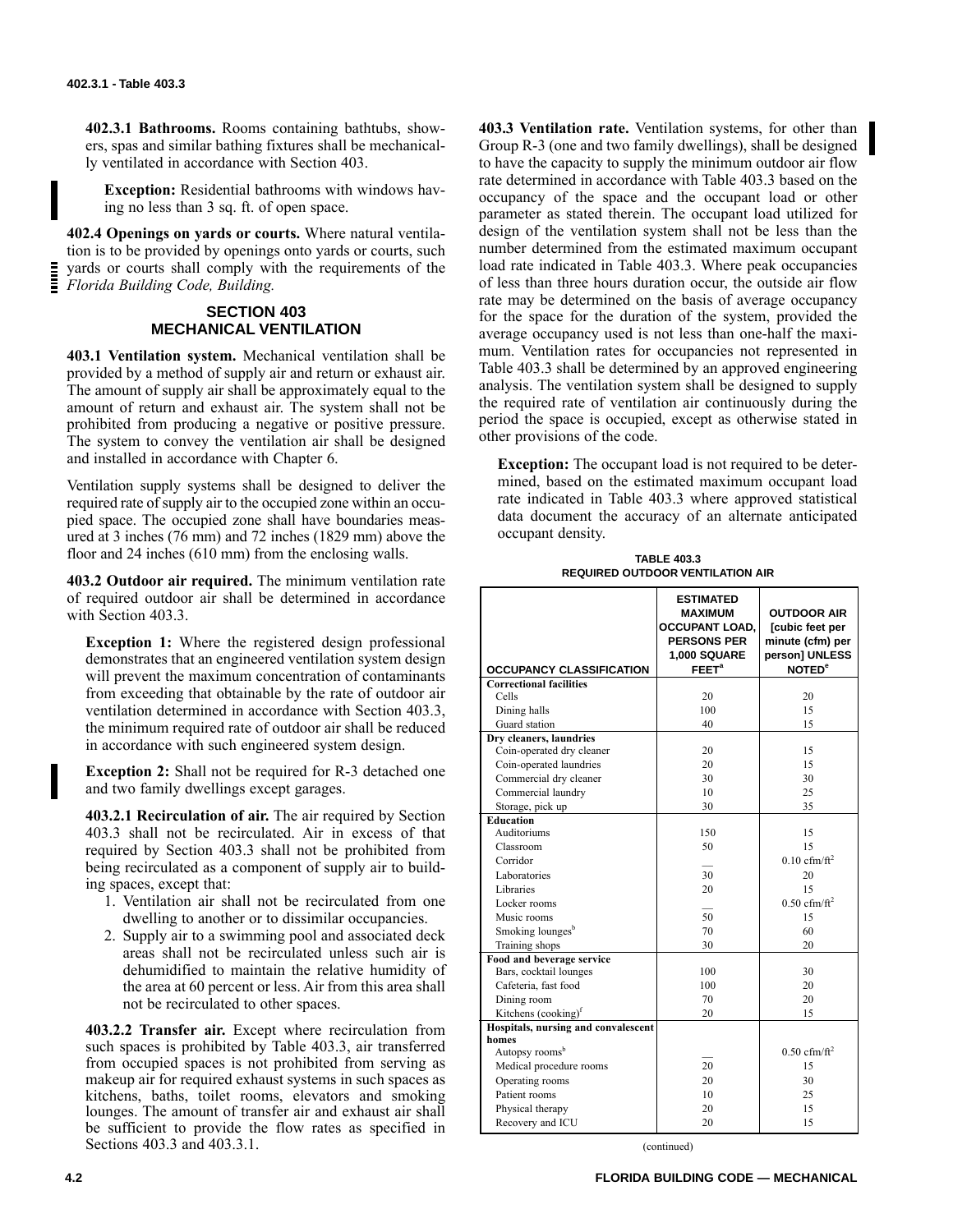**402.3.1 Bathrooms.** Rooms containing bathtubs, showers, spas and similar bathing fixtures shall be mechanically ventilated in accordance with Section 403.

**Exception:** Residential bathrooms with windows having no less than 3 sq. ft. of open space.

**402.4 Openings on yards or courts.** Where natural ventilation is to be provided by openings onto yards or courts, such yards or courts shall comply with the requirements of the *Florida Building Code, Building.*

## SECTION 403
## MECHANICAL VENTILATION

**403.1 Ventilation system.** Mechanical ventilation shall be provided by a method of supply air and return or exhaust air. The amount of supply air shall be approximately equal to the amount of return and exhaust air. The system shall not be prohibited from producing a negative or positive pressure. The system to convey the ventilation air shall be designed and installed in accordance with Chapter 6.

Ventilation supply systems shall be designed to deliver the required rate of supply air to the occupied zone within an occupied space. The occupied zone shall have boundaries measured at 3 inches (76 mm) and 72 inches (1829 mm) above the floor and 24 inches (610 mm) from the enclosing walls.

**403.2 Outdoor air required.** The minimum ventilation rate of required outdoor air shall be determined in accordance with Section 403.3.

**Exception 1:** Where the registered design professional demonstrates that an engineered ventilation system design will prevent the maximum concentration of contaminants from exceeding that obtainable by the rate of outdoor air ventilation determined in accordance with Section 403.3, the minimum required rate of outdoor air shall be reduced in accordance with such engineered system design.

**Exception 2:** Shall not be required for R-3 detached one and two family dwellings except garages.

**403.2.1 Recirculation of air.** The air required by Section 403.3 shall not be recirculated. Air in excess of that required by Section 403.3 shall not be prohibited from being recirculated as a component of supply air to building spaces, except that:

1. Ventilation air shall not be recirculated from one dwelling to another or to dissimilar occupancies.
2. Supply air to a swimming pool and associated deck areas shall not be recirculated unless such air is dehumidified to maintain the relative humidity of the area at 60 percent or less. Air from this area shall not be recirculated to other spaces.

**403.2.2 Transfer air.** Except where recirculation from such spaces is prohibited by Table 403.3, air transferred from occupied spaces is not prohibited from serving as makeup air for required exhaust systems in such spaces as kitchens, baths, toilet rooms, elevators and smoking lounges. The amount of transfer air and exhaust air shall be sufficient to provide the flow rates as specified in Sections 403.3 and 403.3.1.

**403.3 Ventilation rate.** Ventilation systems, for other than Group R-3 (one and two family dwellings), shall be designed to have the capacity to supply the minimum outdoor air flow rate determined in accordance with Table 403.3 based on the occupancy of the space and the occupant load or other parameter as stated therein. The occupant load utilized for design of the ventilation system shall not be less than the number determined from the estimated maximum occupant load rate indicated in Table 403.3. Where peak occupancies of less than three hours duration occur, the outside air flow rate may be determined on the basis of average occupancy for the space for the duration of the system, provided the average occupancy used is not less than one-half the maximum. Ventilation rates for occupancies not represented in Table 403.3 shall be determined by an approved engineering analysis. The ventilation system shall be designed to supply the required rate of ventilation air continuously during the period the space is occupied, except as otherwise stated in other provisions of the code.

**Exception:** The occupant load is not required to be determined, based on the estimated maximum occupant load rate indicated in Table 403.3 where approved statistical data document the accuracy of an alternate anticipated occupant density.

**TABLE 403.3**
**REQUIRED OUTDOOR VENTILATION AIR**

| OCCUPANCY CLASSIFICATION | ESTIMATED MAXIMUM OCCUPANT LOAD, PERSONS PER 1,000 SQUARE FEET[a] | OUTDOOR AIR [cubic feet per minute (cfm) per person] UNLESS NOTED[e] |
|---|---|---|
| **Correctional facilities** | | |
| Cells | 20 | 20 |
| Dining halls | 100 | 15 |
| Guard station | 40 | 15 |
| **Dry cleaners, laundries** | | |
| Coin-operated dry cleaner | 20 | 15 |
| Coin-operated laundries | 20 | 15 |
| Commercial dry cleaner | 30 | 30 |
| Commercial laundry | 10 | 25 |
| Storage, pick up | 30 | 35 |
| **Education** | | |
| Auditoriums | 150 | 15 |
| Classroom | 50 | 15 |
| Corridor | — | 0.10 cfm/ft$^2$ |
| Laboratories | 30 | 20 |
| Libraries | 20 | 15 |
| Locker rooms | — | 0.50 cfm/ft$^2$ |
| Music rooms | 50 | 15 |
| Smoking lounges[b] | 70 | 60 |
| Training shops | 30 | 20 |
| **Food and beverage service** | | |
| Bars, cocktail lounges | 100 | 30 |
| Cafeteria, fast food | 100 | 20 |
| Dining room | 70 | 20 |
| Kitchens (cooking)[f] | 20 | 15 |
| **Hospitals, nursing and convalescent homes** | | |
| Autopsy rooms[b] | — | 0.50 cfm/ft$^2$ |
| Medical procedure rooms | 20 | 15 |
| Operating rooms | 20 | 30 |
| Patient rooms | 10 | 25 |
| Physical therapy | 20 | 15 |
| Recovery and ICU | 20 | 15 |

(continued)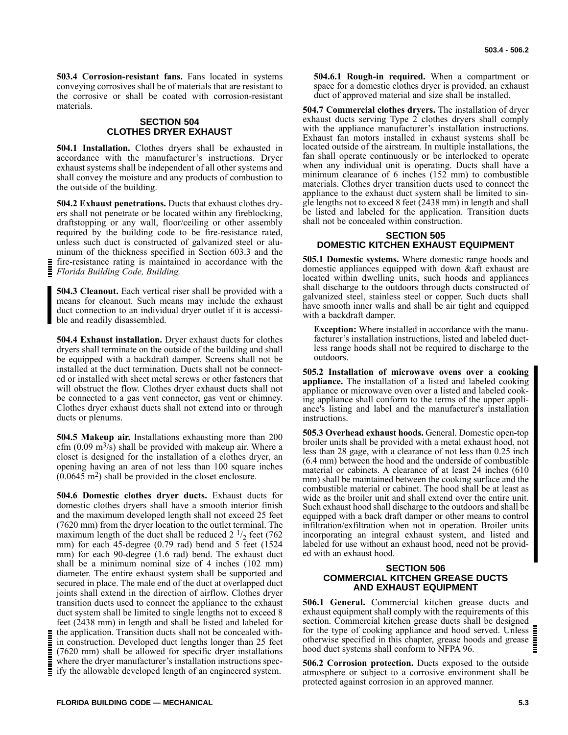**503.4 Corrosion-resistant fans.** Fans located in systems conveying corrosives shall be of materials that are resistant to the corrosive or shall be coated with corrosion-resistant materials.

## SECTION 504 CLOTHES DRYER EXHAUST

**504.1 Installation.** Clothes dryers shall be exhausted in accordance with the manufacturer's instructions. Dryer exhaust systems shall be independent of all other systems and shall convey the moisture and any products of combustion to the outside of the building.

**504.2 Exhaust penetrations.** Ducts that exhaust clothes dryers shall not penetrate or be located within any fireblocking, draftstopping or any wall, floor/ceiling or other assembly required by the building code to be fire-resistance rated, unless such duct is constructed of galvanized steel or aluminum of the thickness specified in Section 603.3 and the fire-resistance rating is maintained in accordance with the *Florida Building Code, Building.*

**504.3 Cleanout.** Each vertical riser shall be provided with a means for cleanout. Such means may include the exhaust duct connection to an individual dryer outlet if it is accessible and readily disassembled.

**504.4 Exhaust installation.** Dryer exhaust ducts for clothes dryers shall terminate on the outside of the building and shall be equipped with a backdraft damper. Screens shall not be installed at the duct termination. Ducts shall not be connected or installed with sheet metal screws or other fasteners that will obstruct the flow. Clothes dryer exhaust ducts shall not be connected to a gas vent connector, gas vent or chimney. Clothes dryer exhaust ducts shall not extend into or through ducts or plenums.

**504.5 Makeup air.** Installations exhausting more than 200 cfm (0.09 $m^3/s$) shall be provided with makeup air. Where a closet is designed for the installation of a clothes dryer, an opening having an area of not less than 100 square inches (0.0645 $m^2$) shall be provided in the closet enclosure.

**504.6 Domestic clothes dryer ducts.** Exhaust ducts for domestic clothes dryers shall have a smooth interior finish and the maximum developed length shall not exceed 25 feet (7620 mm) from the dryer location to the outlet terminal. The maximum length of the duct shall be reduced $2\,^1/_2$ feet (762 mm) for each 45-degree (0.79 rad) bend and 5 feet (1524 mm) for each 90-degree (1.6 rad) bend. The exhaust duct shall be a minimum nominal size of 4 inches (102 mm) diameter. The entire exhaust system shall be supported and secured in place. The male end of the duct at overlapped duct joints shall extend in the direction of airflow. Clothes dryer transition ducts used to connect the appliance to the exhaust duct system shall be limited to single lengths not to exceed 8 feet (2438 mm) in length and shall be listed and labeled for the application. Transition ducts shall not be concealed within construction. Developed duct lengths longer than 25 feet (7620 mm) shall be allowed for specific dryer installations where the dryer manufacturer's installation instructions specify the allowable developed length of an engineered system.

**504.6.1 Rough-in required.** When a compartment or space for a domestic clothes dryer is provided, an exhaust duct of approved material and size shall be installed.

**504.7 Commercial clothes dryers.** The installation of dryer exhaust ducts serving Type 2 clothes dryers shall comply with the appliance manufacturer's installation instructions. Exhaust fan motors installed in exhaust systems shall be located outside of the airstream. In multiple installations, the fan shall operate continuously or be interlocked to operate when any individual unit is operating. Ducts shall have a minimum clearance of 6 inches (152 mm) to combustible materials. Clothes dryer transition ducts used to connect the appliance to the exhaust duct system shall be limited to single lengths not to exceed 8 feet (2438 mm) in length and shall be listed and labeled for the application. Transition ducts shall not be concealed within construction.

## SECTION 505 DOMESTIC KITCHEN EXHAUST EQUIPMENT

**505.1 Domestic systems.** Where domestic range hoods and domestic appliances equipped with down &aft exhaust are located within dwelling units, such hoods and appliances shall discharge to the outdoors through ducts constructed of galvanized steel, stainless steel or copper. Such ducts shall have smooth inner walls and shall be air tight and equipped with a backdraft damper.

**Exception:** Where installed in accordance with the manufacturer's installation instructions, listed and labeled ductless range hoods shall not be required to discharge to the outdoors.

**505.2 Installation of microwave ovens over a cooking appliance.** The installation of a listed and labeled cooking appliance or microwave oven over a listed and labeled cooking appliance shall conform to the terms of the upper appliance's listing and label and the manufacturer's installation instructions.

**505.3 Overhead exhaust hoods.** General. Domestic open-top broiler units shall be provided with a metal exhaust hood, not less than 28 gage, with a clearance of not less than 0.25 inch (6.4 mm) between the hood and the underside of combustible material or cabinets. A clearance of at least 24 inches (610 mm) shall be maintained between the cooking surface and the combustible material or cabinet. The hood shall be at least as wide as the broiler unit and shall extend over the entire unit. Such exhaust hood shall discharge to the outdoors and shall be equipped with a back draft damper or other means to control infiltration/exfiltration when not in operation. Broiler units incorporating an integral exhaust system, and listed and labeled for use without an exhaust hood, need not be provided with an exhaust hood.

## SECTION 506 COMMERCIAL KITCHEN GREASE DUCTS AND EXHAUST EQUIPMENT

**506.1 General.** Commercial kitchen grease ducts and exhaust equipment shall comply with the requirements of this section. Commercial kitchen grease ducts shall be designed for the type of cooking appliance and hood served. Unless otherwise specified in this chapter, grease hoods and grease hood duct systems shall conform to NFPA 96.

**506.2 Corrosion protection.** Ducts exposed to the outside atmosphere or subject to a corrosive environment shall be protected against corrosion in an approved manner.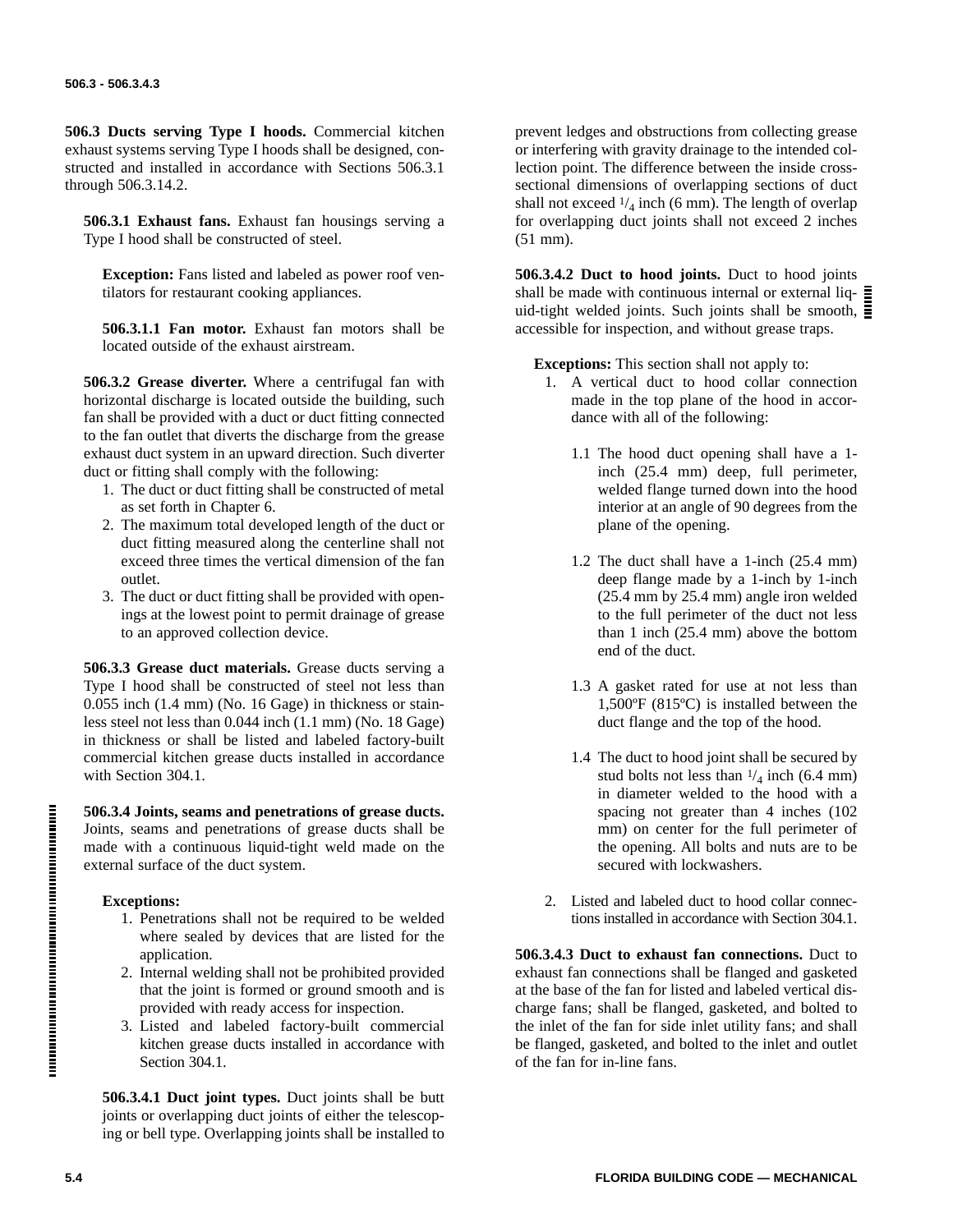**506.3 Ducts serving Type I hoods.** Commercial kitchen exhaust systems serving Type I hoods shall be designed, constructed and installed in accordance with Sections 506.3.1 through 506.3.14.2.

**506.3.1 Exhaust fans.** Exhaust fan housings serving a Type I hood shall be constructed of steel.

**Exception:** Fans listed and labeled as power roof ventilators for restaurant cooking appliances.

**506.3.1.1 Fan motor.** Exhaust fan motors shall be located outside of the exhaust airstream.

**506.3.2 Grease diverter.** Where a centrifugal fan with horizontal discharge is located outside the building, such fan shall be provided with a duct or duct fitting connected to the fan outlet that diverts the discharge from the grease exhaust duct system in an upward direction. Such diverter duct or fitting shall comply with the following:

1. The duct or duct fitting shall be constructed of metal as set forth in Chapter 6.
2. The maximum total developed length of the duct or duct fitting measured along the centerline shall not exceed three times the vertical dimension of the fan outlet.
3. The duct or duct fitting shall be provided with openings at the lowest point to permit drainage of grease to an approved collection device.

**506.3.3 Grease duct materials.** Grease ducts serving a Type I hood shall be constructed of steel not less than 0.055 inch (1.4 mm) (No. 16 Gage) in thickness or stainless steel not less than 0.044 inch (1.1 mm) (No. 18 Gage) in thickness or shall be listed and labeled factory-built commercial kitchen grease ducts installed in accordance with Section 304.1.

**506.3.4 Joints, seams and penetrations of grease ducts.** Joints, seams and penetrations of grease ducts shall be made with a continuous liquid-tight weld made on the external surface of the duct system.

**Exceptions:**

1. Penetrations shall not be required to be welded where sealed by devices that are listed for the application.
2. Internal welding shall not be prohibited provided that the joint is formed or ground smooth and is provided with ready access for inspection.
3. Listed and labeled factory-built commercial kitchen grease ducts installed in accordance with Section 304.1.

**506.3.4.1 Duct joint types.** Duct joints shall be butt joints or overlapping duct joints of either the telescoping or bell type. Overlapping joints shall be installed to prevent ledges and obstructions from collecting grease or interfering with gravity drainage to the intended collection point. The difference between the inside cross-sectional dimensions of overlapping sections of duct shall not exceed $^1/_4$ inch (6 mm). The length of overlap for overlapping duct joints shall not exceed 2 inches (51 mm).

**506.3.4.2 Duct to hood joints.** Duct to hood joints shall be made with continuous internal or external liquid-tight welded joints. Such joints shall be smooth, accessible for inspection, and without grease traps.

**Exceptions:** This section shall not apply to:

1. A vertical duct to hood collar connection made in the top plane of the hood in accordance with all of the following:

   1.1 The hood duct opening shall have a 1-inch (25.4 mm) deep, full perimeter, welded flange turned down into the hood interior at an angle of 90 degrees from the plane of the opening.

   1.2 The duct shall have a 1-inch (25.4 mm) deep flange made by a 1-inch by 1-inch (25.4 mm by 25.4 mm) angle iron welded to the full perimeter of the duct not less than 1 inch (25.4 mm) above the bottom end of the duct.

   1.3 A gasket rated for use at not less than 1,500ºF (815ºC) is installed between the duct flange and the top of the hood.

   1.4 The duct to hood joint shall be secured by stud bolts not less than $^1/_4$ inch (6.4 mm) in diameter welded to the hood with a spacing not greater than 4 inches (102 mm) on center for the full perimeter of the opening. All bolts and nuts are to be secured with lockwashers.

2. Listed and labeled duct to hood collar connections installed in accordance with Section 304.1.

**506.3.4.3 Duct to exhaust fan connections.** Duct to exhaust fan connections shall be flanged and gasketed at the base of the fan for listed and labeled vertical discharge fans; shall be flanged, gasketed, and bolted to the inlet of the fan for side inlet utility fans; and shall be flanged, gasketed, and bolted to the inlet and outlet of the fan for in-line fans.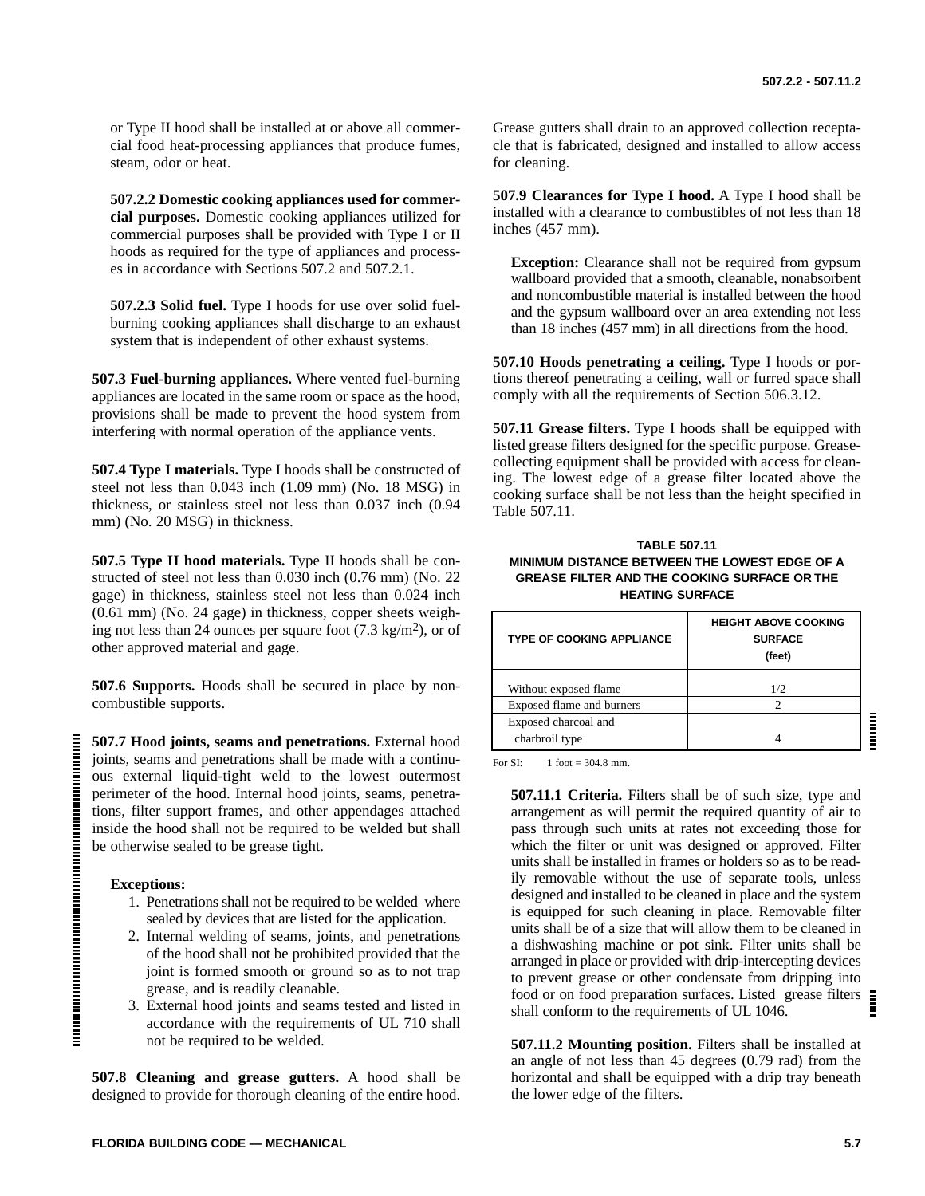or Type II hood shall be installed at or above all commercial food heat-processing appliances that produce fumes, steam, odor or heat.

**507.2.2 Domestic cooking appliances used for commercial purposes.** Domestic cooking appliances utilized for commercial purposes shall be provided with Type I or II hoods as required for the type of appliances and processes in accordance with Sections 507.2 and 507.2.1.

**507.2.3 Solid fuel.** Type I hoods for use over solid fuel-burning cooking appliances shall discharge to an exhaust system that is independent of other exhaust systems.

**507.3 Fuel-burning appliances.** Where vented fuel-burning appliances are located in the same room or space as the hood, provisions shall be made to prevent the hood system from interfering with normal operation of the appliance vents.

**507.4 Type I materials.** Type I hoods shall be constructed of steel not less than 0.043 inch (1.09 mm) (No. 18 MSG) in thickness, or stainless steel not less than 0.037 inch (0.94 mm) (No. 20 MSG) in thickness.

**507.5 Type II hood materials.** Type II hoods shall be constructed of steel not less than 0.030 inch (0.76 mm) (No. 22 gage) in thickness, stainless steel not less than 0.024 inch (0.61 mm) (No. 24 gage) in thickness, copper sheets weighing not less than 24 ounces per square foot (7.3 kg/m$^2$), or of other approved material and gage.

**507.6 Supports.** Hoods shall be secured in place by noncombustible supports.

**507.7 Hood joints, seams and penetrations.** External hood joints, seams and penetrations shall be made with a continuous external liquid-tight weld to the lowest outermost perimeter of the hood. Internal hood joints, seams, penetrations, filter support frames, and other appendages attached inside the hood shall not be required to be welded but shall be otherwise sealed to be grease tight.

**Exceptions:**

1. Penetrations shall not be required to be welded where sealed by devices that are listed for the application.
2. Internal welding of seams, joints, and penetrations of the hood shall not be prohibited provided that the joint is formed smooth or ground so as to not trap grease, and is readily cleanable.
3. External hood joints and seams tested and listed in accordance with the requirements of UL 710 shall not be required to be welded.

**507.8 Cleaning and grease gutters.** A hood shall be designed to provide for thorough cleaning of the entire hood. Grease gutters shall drain to an approved collection receptacle that is fabricated, designed and installed to allow access for cleaning.

**507.9 Clearances for Type I hood.** A Type I hood shall be installed with a clearance to combustibles of not less than 18 inches (457 mm).

**Exception:** Clearance shall not be required from gypsum wallboard provided that a smooth, cleanable, nonabsorbent and noncombustible material is installed between the hood and the gypsum wallboard over an area extending not less than 18 inches (457 mm) in all directions from the hood.

**507.10 Hoods penetrating a ceiling.** Type I hoods or portions thereof penetrating a ceiling, wall or furred space shall comply with all the requirements of Section 506.3.12.

**507.11 Grease filters.** Type I hoods shall be equipped with listed grease filters designed for the specific purpose. Grease-collecting equipment shall be provided with access for cleaning. The lowest edge of a grease filter located above the cooking surface shall be not less than the height specified in Table 507.11.

**TABLE 507.11**
**MINIMUM DISTANCE BETWEEN THE LOWEST EDGE OF A GREASE FILTER AND THE COOKING SURFACE OR THE HEATING SURFACE**

| TYPE OF COOKING APPLIANCE | HEIGHT ABOVE COOKING SURFACE (feet) |
|---|---|
| Without exposed flame | 1/2 |
| Exposed flame and burners | 2 |
| Exposed charcoal and charbroil type | 4 |

For SI: 1 foot = 304.8 mm.

**507.11.1 Criteria.** Filters shall be of such size, type and arrangement as will permit the required quantity of air to pass through such units at rates not exceeding those for which the filter or unit was designed or approved. Filter units shall be installed in frames or holders so as to be readily removable without the use of separate tools, unless designed and installed to be cleaned in place and the system is equipped for such cleaning in place. Removable filter units shall be of a size that will allow them to be cleaned in a dishwashing machine or pot sink. Filter units shall be arranged in place or provided with drip-intercepting devices to prevent grease or other condensate from dripping into food or on food preparation surfaces. Listed grease filters shall conform to the requirements of UL 1046.

**507.11.2 Mounting position.** Filters shall be installed at an angle of not less than 45 degrees (0.79 rad) from the horizontal and shall be equipped with a drip tray beneath the lower edge of the filters.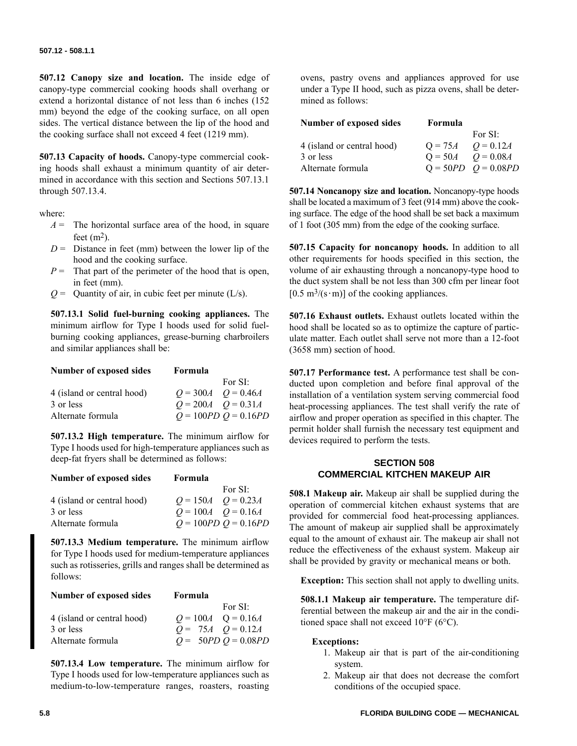**507.12 Canopy size and location.** The inside edge of canopy-type commercial cooking hoods shall overhang or extend a horizontal distance of not less than 6 inches (152 mm) beyond the edge of the cooking surface, on all open sides. The vertical distance between the lip of the hood and the cooking surface shall not exceed 4 feet (1219 mm).

**507.13 Capacity of hoods.** Canopy-type commercial cooking hoods shall exhaust a minimum quantity of air determined in accordance with this section and Sections 507.13.1 through 507.13.4.

where:

- $A$ = The horizontal surface area of the hood, in square feet ($m^2$).
- $D$ = Distance in feet (mm) between the lower lip of the hood and the cooking surface.
- $P$ = That part of the perimeter of the hood that is open, in feet (mm).
- $Q$ = Quantity of air, in cubic feet per minute (L/s).

**507.13.1 Solid fuel-burning cooking appliances.** The minimum airflow for Type I hoods used for solid fuel-burning cooking appliances, grease-burning charbroilers and similar appliances shall be:

| Number of exposed sides | Formula | For SI: |
|---|---|---|
| 4 (island or central hood) | $Q = 300A$ | $Q = 0.46A$ |
| 3 or less | $Q = 200A$ | $Q = 0.31A$ |
| Alternate formula | $Q = 100PD$ | $Q = 0.16PD$ |

**507.13.2 High temperature.** The minimum airflow for Type I hoods used for high-temperature appliances such as deep-fat fryers shall be determined as follows:

| Number of exposed sides | Formula | For SI: |
|---|---|---|
| 4 (island or central hood) | $Q = 150A$ | $Q = 0.23A$ |
| 3 or less | $Q = 100A$ | $Q = 0.16A$ |
| Alternate formula | $Q = 100PD$ | $Q = 0.16PD$ |

**507.13.3 Medium temperature.** The minimum airflow for Type I hoods used for medium-temperature appliances such as rotisseries, grills and ranges shall be determined as follows:

| Number of exposed sides | Formula | For SI: |
|---|---|---|
| 4 (island or central hood) | $Q = 100A$ | $Q = 0.16A$ |
| 3 or less | $Q = 75A$ | $Q = 0.12A$ |
| Alternate formula | $Q = 50PD$ | $Q = 0.08PD$ |

**507.13.4 Low temperature.** The minimum airflow for Type I hoods used for low-temperature appliances such as medium-to-low-temperature ranges, roasters, roasting ovens, pastry ovens and appliances approved for use under a Type II hood, such as pizza ovens, shall be determined as follows:

| Number of exposed sides | Formula | For SI: |
|---|---|---|
| 4 (island or central hood) | $Q = 75A$ | $Q = 0.12A$ |
| 3 or less | $Q = 50A$ | $Q = 0.08A$ |
| Alternate formula | $Q = 50PD$ | $Q = 0.08PD$ |

**507.14 Noncanopy size and location.** Noncanopy-type hoods shall be located a maximum of 3 feet (914 mm) above the cooking surface. The edge of the hood shall be set back a maximum of 1 foot (305 mm) from the edge of the cooking surface.

**507.15 Capacity for noncanopy hoods.** In addition to all other requirements for hoods specified in this section, the volume of air exhausting through a noncanopy-type hood to the duct system shall be not less than 300 cfm per linear foot [$0.5\ m^3/(s \cdot m)$] of the cooking appliances.

**507.16 Exhaust outlets.** Exhaust outlets located within the hood shall be located so as to optimize the capture of particulate matter. Each outlet shall serve not more than a 12-foot (3658 mm) section of hood.

**507.17 Performance test.** A performance test shall be conducted upon completion and before final approval of the installation of a ventilation system serving commercial food heat-processing appliances. The test shall verify the rate of airflow and proper operation as specified in this chapter. The permit holder shall furnish the necessary test equipment and devices required to perform the tests.

## SECTION 508 COMMERCIAL KITCHEN MAKEUP AIR

**508.1 Makeup air.** Makeup air shall be supplied during the operation of commercial kitchen exhaust systems that are provided for commercial food heat-processing appliances. The amount of makeup air supplied shall be approximately equal to the amount of exhaust air. The makeup air shall not reduce the effectiveness of the exhaust system. Makeup air shall be provided by gravity or mechanical means or both.

**Exception:** This section shall not apply to dwelling units.

**508.1.1 Makeup air temperature.** The temperature differential between the makeup air and the air in the conditioned space shall not exceed 10°F (6°C).

**Exceptions:**

1. Makeup air that is part of the air-conditioning system.
2. Makeup air that does not decrease the comfort conditions of the occupied space.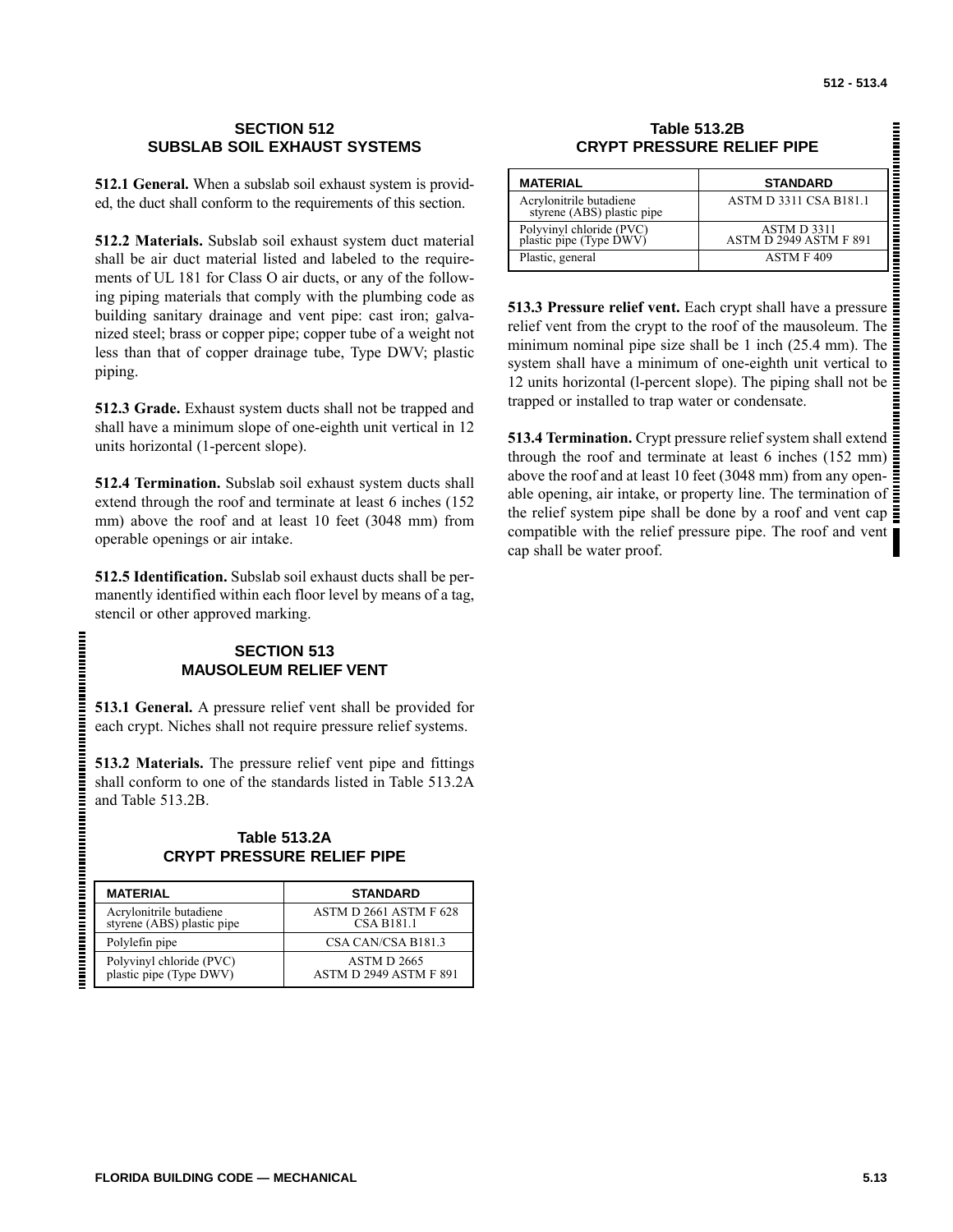## SECTION 512
## SUBSLAB SOIL EXHAUST SYSTEMS

**512.1 General.** When a subslab soil exhaust system is provided, the duct shall conform to the requirements of this section.

**512.2 Materials.** Subslab soil exhaust system duct material shall be air duct material listed and labeled to the requirements of UL 181 for Class O air ducts, or any of the following piping materials that comply with the plumbing code as building sanitary drainage and vent pipe: cast iron; galvanized steel; brass or copper pipe; copper tube of a weight not less than that of copper drainage tube, Type DWV; plastic piping.

**512.3 Grade.** Exhaust system ducts shall not be trapped and shall have a minimum slope of one-eighth unit vertical in 12 units horizontal (1-percent slope).

**512.4 Termination.** Subslab soil exhaust system ducts shall extend through the roof and terminate at least 6 inches (152 mm) above the roof and at least 10 feet (3048 mm) from operable openings or air intake.

**512.5 Identification.** Subslab soil exhaust ducts shall be permanently identified within each floor level by means of a tag, stencil or other approved marking.

## SECTION 513
## MAUSOLEUM RELIEF VENT

**513.1 General.** A pressure relief vent shall be provided for each crypt. Niches shall not require pressure relief systems.

**513.2 Materials.** The pressure relief vent pipe and fittings shall conform to one of the standards listed in Table 513.2A and Table 513.2B.

**Table 513.2A**
**CRYPT PRESSURE RELIEF PIPE**

| MATERIAL | STANDARD |
|---|---|
| Acrylonitrile butadiene styrene (ABS) plastic pipe | ASTM D 2661 ASTM F 628 CSA B181.1 |
| Polylefin pipe | CSA CAN/CSA B181.3 |
| Polyvinyl chloride (PVC) plastic pipe (Type DWV) | ASTM D 2665 ASTM D 2949 ASTM F 891 |

**Table 513.2B**
**CRYPT PRESSURE RELIEF PIPE**

| MATERIAL | STANDARD |
|---|---|
| Acrylonitrile butadiene styrene (ABS) plastic pipe | ASTM D 3311 CSA B181.1 |
| Polyvinyl chloride (PVC) plastic pipe (Type DWV) | ASTM D 3311 ASTM D 2949 ASTM F 891 |
| Plastic, general | ASTM F 409 |

**513.3 Pressure relief vent.** Each crypt shall have a pressure relief vent from the crypt to the roof of the mausoleum. The minimum nominal pipe size shall be 1 inch (25.4 mm). The system shall have a minimum of one-eighth unit vertical to 12 units horizontal (l-percent slope). The piping shall not be trapped or installed to trap water or condensate.

**513.4 Termination.** Crypt pressure relief system shall extend through the roof and terminate at least 6 inches (152 mm) above the roof and at least 10 feet (3048 mm) from any openable opening, air intake, or property line. The termination of the relief system pipe shall be done by a roof and vent cap compatible with the relief pressure pipe. The roof and vent cap shall be water proof.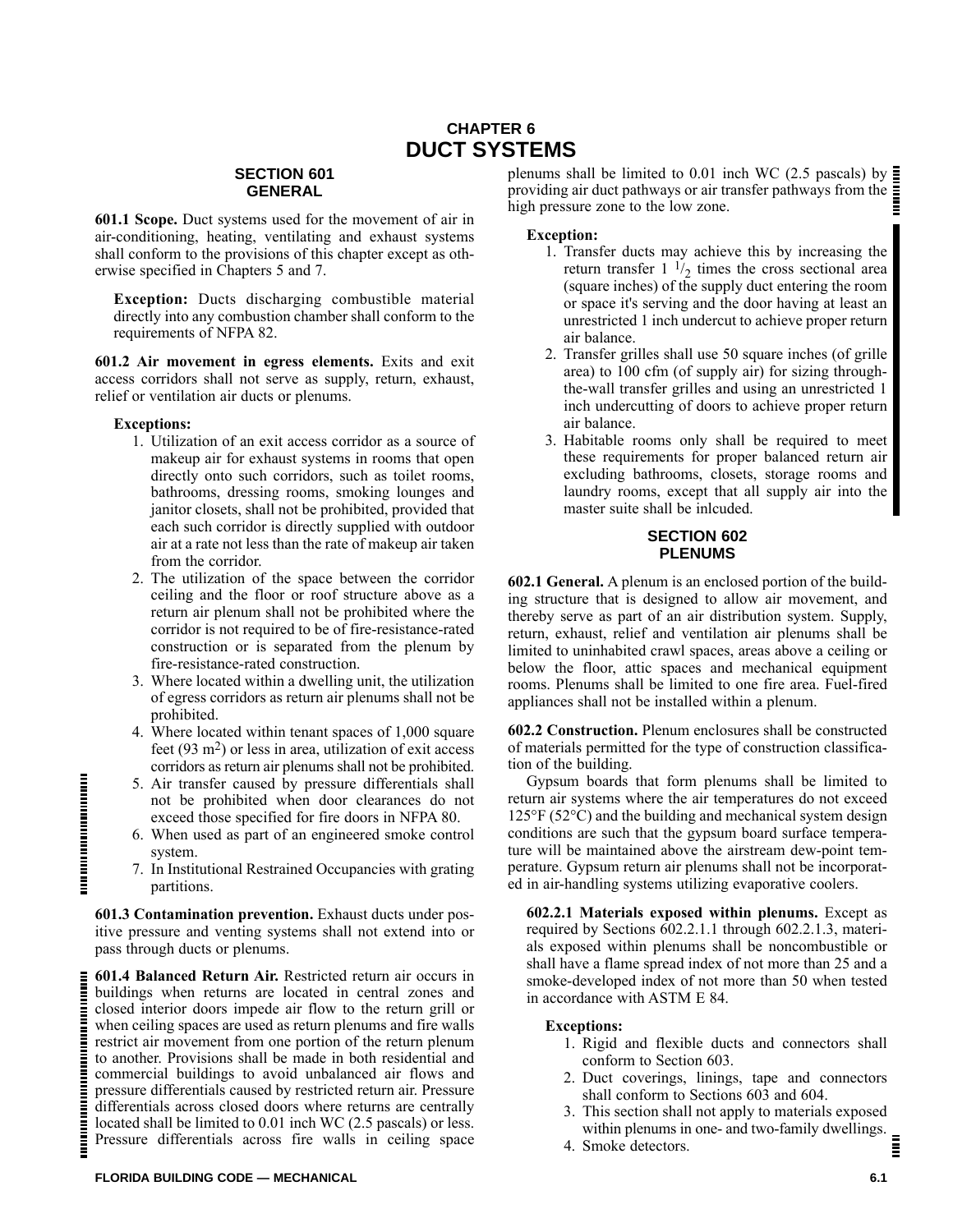# CHAPTER 6
# DUCT SYSTEMS

## SECTION 601
## GENERAL

**601.1 Scope.** Duct systems used for the movement of air in air-conditioning, heating, ventilating and exhaust systems shall conform to the provisions of this chapter except as otherwise specified in Chapters 5 and 7.

**Exception:** Ducts discharging combustible material directly into any combustion chamber shall conform to the requirements of NFPA 82.

**601.2 Air movement in egress elements.** Exits and exit access corridors shall not serve as supply, return, exhaust, relief or ventilation air ducts or plenums.

**Exceptions:**

1. Utilization of an exit access corridor as a source of makeup air for exhaust systems in rooms that open directly onto such corridors, such as toilet rooms, bathrooms, dressing rooms, smoking lounges and janitor closets, shall not be prohibited, provided that each such corridor is directly supplied with outdoor air at a rate not less than the rate of makeup air taken from the corridor.
2. The utilization of the space between the corridor ceiling and the floor or roof structure above as a return air plenum shall not be prohibited where the corridor is not required to be of fire-resistance-rated construction or is separated from the plenum by fire-resistance-rated construction.
3. Where located within a dwelling unit, the utilization of egress corridors as return air plenums shall not be prohibited.
4. Where located within tenant spaces of 1,000 square feet (93 $m^2$) or less in area, utilization of exit access corridors as return air plenums shall not be prohibited.
5. Air transfer caused by pressure differentials shall not be prohibited when door clearances do not exceed those specified for fire doors in NFPA 80.
6. When used as part of an engineered smoke control system.
7. In Institutional Restrained Occupancies with grating partitions.

**601.3 Contamination prevention.** Exhaust ducts under positive pressure and venting systems shall not extend into or pass through ducts or plenums.

**601.4 Balanced Return Air.** Restricted return air occurs in buildings when returns are located in central zones and closed interior doors impede air flow to the return grill or when ceiling spaces are used as return plenums and fire walls restrict air movement from one portion of the return plenum to another. Provisions shall be made in both residential and commercial buildings to avoid unbalanced air flows and pressure differentials caused by restricted return air. Pressure differentials across closed doors where returns are centrally located shall be limited to 0.01 inch WC (2.5 pascals) or less. Pressure differentials across fire walls in ceiling space plenums shall be limited to 0.01 inch WC (2.5 pascals) by providing air duct pathways or air transfer pathways from the high pressure zone to the low zone.

**Exception:**

1. Transfer ducts may achieve this by increasing the return transfer 1 $^1/_2$ times the cross sectional area (square inches) of the supply duct entering the room or space it's serving and the door having at least an unrestricted 1 inch undercut to achieve proper return air balance.
2. Transfer grilles shall use 50 square inches (of grille area) to 100 cfm (of supply air) for sizing through-the-wall transfer grilles and using an unrestricted 1 inch undercutting of doors to achieve proper return air balance.
3. Habitable rooms only shall be required to meet these requirements for proper balanced return air excluding bathrooms, closets, storage rooms and laundry rooms, except that all supply air into the master suite shall be inlcuded.

## SECTION 602
## PLENUMS

**602.1 General.** A plenum is an enclosed portion of the building structure that is designed to allow air movement, and thereby serve as part of an air distribution system. Supply, return, exhaust, relief and ventilation air plenums shall be limited to uninhabited crawl spaces, areas above a ceiling or below the floor, attic spaces and mechanical equipment rooms. Plenums shall be limited to one fire area. Fuel-fired appliances shall not be installed within a plenum.

**602.2 Construction.** Plenum enclosures shall be constructed of materials permitted for the type of construction classification of the building.

Gypsum boards that form plenums shall be limited to return air systems where the air temperatures do not exceed 125°F (52°C) and the building and mechanical system design conditions are such that the gypsum board surface temperature will be maintained above the airstream dew-point temperature. Gypsum return air plenums shall not be incorporated in air-handling systems utilizing evaporative coolers.

**602.2.1 Materials exposed within plenums.** Except as required by Sections 602.2.1.1 through 602.2.1.3, materials exposed within plenums shall be noncombustible or shall have a flame spread index of not more than 25 and a smoke-developed index of not more than 50 when tested in accordance with ASTM E 84.

**Exceptions:**

1. Rigid and flexible ducts and connectors shall conform to Section 603.
2. Duct coverings, linings, tape and connectors shall conform to Sections 603 and 604.
3. This section shall not apply to materials exposed within plenums in one- and two-family dwellings.
4. Smoke detectors.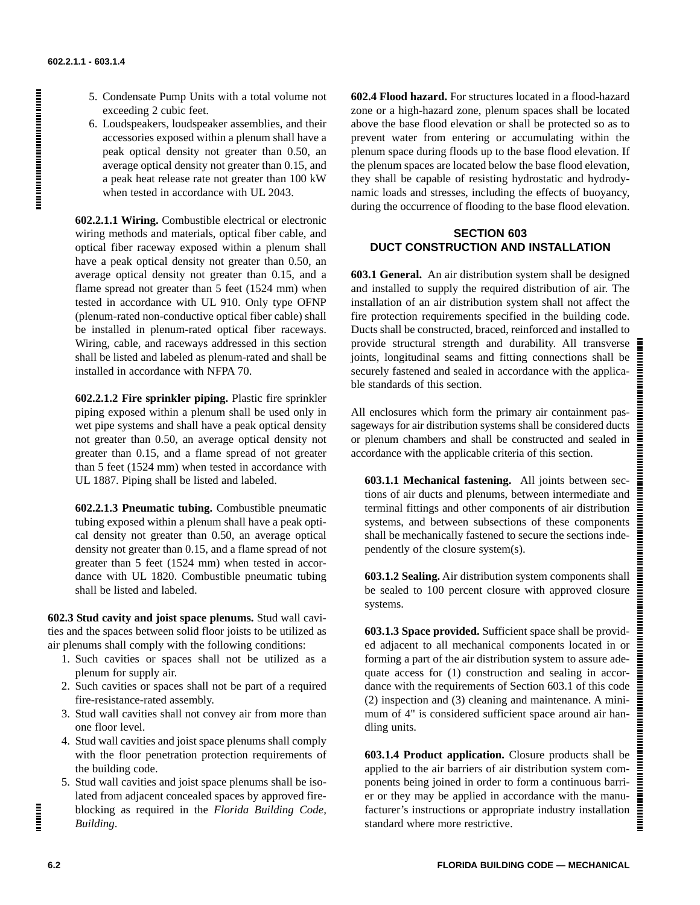5. Condensate Pump Units with a total volume not exceeding 2 cubic feet.
6. Loudspeakers, loudspeaker assemblies, and their accessories exposed within a plenum shall have a peak optical density not greater than 0.50, an average optical density not greater than 0.15, and a peak heat release rate not greater than 100 kW when tested in accordance with UL 2043.

**602.2.1.1 Wiring.** Combustible electrical or electronic wiring methods and materials, optical fiber cable, and optical fiber raceway exposed within a plenum shall have a peak optical density not greater than 0.50, an average optical density not greater than 0.15, and a flame spread not greater than 5 feet (1524 mm) when tested in accordance with UL 910. Only type OFNP (plenum-rated non-conductive optical fiber cable) shall be installed in plenum-rated optical fiber raceways. Wiring, cable, and raceways addressed in this section shall be listed and labeled as plenum-rated and shall be installed in accordance with NFPA 70.

**602.2.1.2 Fire sprinkler piping.** Plastic fire sprinkler piping exposed within a plenum shall be used only in wet pipe systems and shall have a peak optical density not greater than 0.50, an average optical density not greater than 0.15, and a flame spread of not greater than 5 feet (1524 mm) when tested in accordance with UL 1887. Piping shall be listed and labeled.

**602.2.1.3 Pneumatic tubing.** Combustible pneumatic tubing exposed within a plenum shall have a peak optical density not greater than 0.50, an average optical density not greater than 0.15, and a flame spread of not greater than 5 feet (1524 mm) when tested in accordance with UL 1820. Combustible pneumatic tubing shall be listed and labeled.

**602.3 Stud cavity and joist space plenums.** Stud wall cavities and the spaces between solid floor joists to be utilized as air plenums shall comply with the following conditions:

1. Such cavities or spaces shall not be utilized as a plenum for supply air.
2. Such cavities or spaces shall not be part of a required fire-resistance-rated assembly.
3. Stud wall cavities shall not convey air from more than one floor level.
4. Stud wall cavities and joist space plenums shall comply with the floor penetration protection requirements of the building code.
5. Stud wall cavities and joist space plenums shall be isolated from adjacent concealed spaces by approved fireblocking as required in the *Florida Building Code, Building*.

**602.4 Flood hazard.** For structures located in a flood-hazard zone or a high-hazard zone, plenum spaces shall be located above the base flood elevation or shall be protected so as to prevent water from entering or accumulating within the plenum space during floods up to the base flood elevation. If the plenum spaces are located below the base flood elevation, they shall be capable of resisting hydrostatic and hydrodynamic loads and stresses, including the effects of buoyancy, during the occurrence of flooding to the base flood elevation.

## SECTION 603
## DUCT CONSTRUCTION AND INSTALLATION

**603.1 General.** An air distribution system shall be designed and installed to supply the required distribution of air. The installation of an air distribution system shall not affect the fire protection requirements specified in the building code. Ducts shall be constructed, braced, reinforced and installed to provide structural strength and durability. All transverse joints, longitudinal seams and fitting connections shall be securely fastened and sealed in accordance with the applicable standards of this section.

All enclosures which form the primary air containment passageways for air distribution systems shall be considered ducts or plenum chambers and shall be constructed and sealed in accordance with the applicable criteria of this section.

**603.1.1 Mechanical fastening.** All joints between sections of air ducts and plenums, between intermediate and terminal fittings and other components of air distribution systems, and between subsections of these components shall be mechanically fastened to secure the sections independently of the closure system(s).

**603.1.2 Sealing.** Air distribution system components shall be sealed to 100 percent closure with approved closure systems.

**603.1.3 Space provided.** Sufficient space shall be provided adjacent to all mechanical components located in or forming a part of the air distribution system to assure adequate access for (1) construction and sealing in accordance with the requirements of Section 603.1 of this code (2) inspection and (3) cleaning and maintenance. A minimum of 4" is considered sufficient space around air handling units.

**603.1.4 Product application.** Closure products shall be applied to the air barriers of air distribution system components being joined in order to form a continuous barrier or they may be applied in accordance with the manufacturer's instructions or appropriate industry installation standard where more restrictive.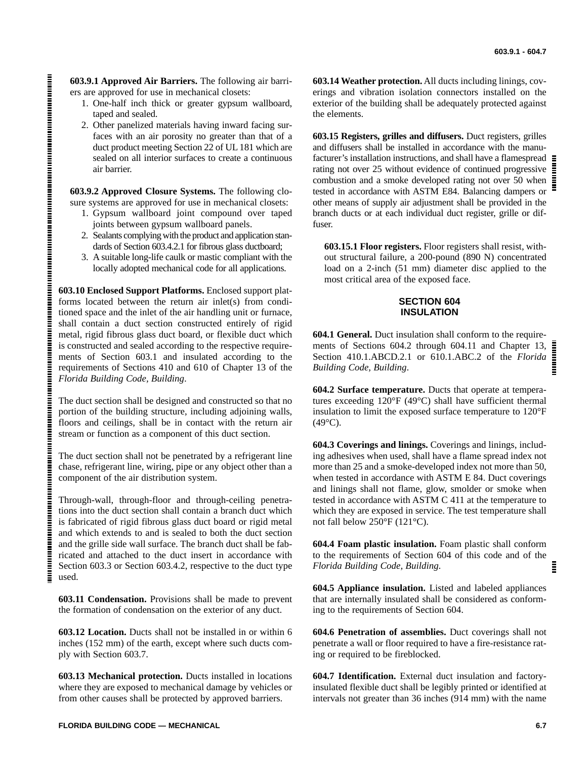**603.9.1 Approved Air Barriers.** The following air barriers are approved for use in mechanical closets:

1. One-half inch thick or greater gypsum wallboard, taped and sealed.
2. Other panelized materials having inward facing surfaces with an air porosity no greater than that of a duct product meeting Section 22 of UL 181 which are sealed on all interior surfaces to create a continuous air barrier.

**603.9.2 Approved Closure Systems.** The following closure systems are approved for use in mechanical closets:

1. Gypsum wallboard joint compound over taped joints between gypsum wallboard panels.
2. Sealants complying with the product and application standards of Section 603.4.2.1 for fibrous glass ductboard;
3. A suitable long-life caulk or mastic compliant with the locally adopted mechanical code for all applications.

**603.10 Enclosed Support Platforms.** Enclosed support platforms located between the return air inlet(s) from conditioned space and the inlet of the air handling unit or furnace, shall contain a duct section constructed entirely of rigid metal, rigid fibrous glass duct board, or flexible duct which is constructed and sealed according to the respective requirements of Section 603.1 and insulated according to the requirements of Sections 410 and 610 of Chapter 13 of the *Florida Building Code, Building*.

The duct section shall be designed and constructed so that no portion of the building structure, including adjoining walls, floors and ceilings, shall be in contact with the return air stream or function as a component of this duct section.

The duct section shall not be penetrated by a refrigerant line chase, refrigerant line, wiring, pipe or any object other than a component of the air distribution system.

Through-wall, through-floor and through-ceiling penetrations into the duct section shall contain a branch duct which is fabricated of rigid fibrous glass duct board or rigid metal and which extends to and is sealed to both the duct section and the grille side wall surface. The branch duct shall be fabricated and attached to the duct insert in accordance with Section 603.3 or Section 603.4.2, respective to the duct type used.

**603.11 Condensation.** Provisions shall be made to prevent the formation of condensation on the exterior of any duct.

**603.12 Location.** Ducts shall not be installed in or within 6 inches (152 mm) of the earth, except where such ducts comply with Section 603.7.

**603.13 Mechanical protection.** Ducts installed in locations where they are exposed to mechanical damage by vehicles or from other causes shall be protected by approved barriers.

**603.14 Weather protection.** All ducts including linings, coverings and vibration isolation connectors installed on the exterior of the building shall be adequately protected against the elements.

**603.15 Registers, grilles and diffusers.** Duct registers, grilles and diffusers shall be installed in accordance with the manufacturer's installation instructions, and shall have a flamespread rating not over 25 without evidence of continued progressive combustion and a smoke developed rating not over 50 when tested in accordance with ASTM E84. Balancing dampers or other means of supply air adjustment shall be provided in the branch ducts or at each individual duct register, grille or diffuser.

**603.15.1 Floor registers.** Floor registers shall resist, without structural failure, a 200-pound (890 N) concentrated load on a 2-inch (51 mm) diameter disc applied to the most critical area of the exposed face.

## SECTION 604 INSULATION

**604.1 General.** Duct insulation shall conform to the requirements of Sections 604.2 through 604.11 and Chapter 13, Section 410.1.ABCD.2.1 or 610.1.ABC.2 of the *Florida Building Code, Building*.

**604.2 Surface temperature.** Ducts that operate at temperatures exceeding 120°F (49°C) shall have sufficient thermal insulation to limit the exposed surface temperature to 120°F (49°C).

**604.3 Coverings and linings.** Coverings and linings, including adhesives when used, shall have a flame spread index not more than 25 and a smoke-developed index not more than 50, when tested in accordance with ASTM E 84. Duct coverings and linings shall not flame, glow, smolder or smoke when tested in accordance with ASTM C 411 at the temperature to which they are exposed in service. The test temperature shall not fall below 250°F (121°C).

**604.4 Foam plastic insulation.** Foam plastic shall conform to the requirements of Section 604 of this code and of the *Florida Building Code, Building*.

**604.5 Appliance insulation.** Listed and labeled appliances that are internally insulated shall be considered as conforming to the requirements of Section 604.

**604.6 Penetration of assemblies.** Duct coverings shall not penetrate a wall or floor required to have a fire-resistance rating or required to be fireblocked.

**604.7 Identification.** External duct insulation and factory-insulated flexible duct shall be legibly printed or identified at intervals not greater than 36 inches (914 mm) with the name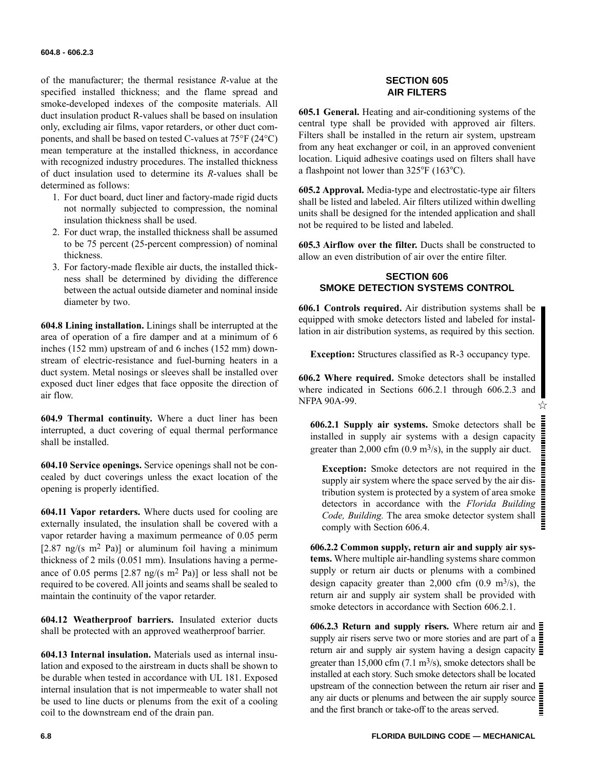of the manufacturer; the thermal resistance *R*-value at the specified installed thickness; and the flame spread and smoke-developed indexes of the composite materials. All duct insulation product R-values shall be based on insulation only, excluding air films, vapor retarders, or other duct components, and shall be based on tested C-values at 75°F (24°C) mean temperature at the installed thickness, in accordance with recognized industry procedures. The installed thickness of duct insulation used to determine its *R*-values shall be determined as follows:

1. For duct board, duct liner and factory-made rigid ducts not normally subjected to compression, the nominal insulation thickness shall be used.
2. For duct wrap, the installed thickness shall be assumed to be 75 percent (25-percent compression) of nominal thickness.
3. For factory-made flexible air ducts, the installed thickness shall be determined by dividing the difference between the actual outside diameter and nominal inside diameter by two.

**604.8 Lining installation.** Linings shall be interrupted at the area of operation of a fire damper and at a minimum of 6 inches (152 mm) upstream of and 6 inches (152 mm) downstream of electric-resistance and fuel-burning heaters in a duct system. Metal nosings or sleeves shall be installed over exposed duct liner edges that face opposite the direction of air flow.

**604.9 Thermal continuity.** Where a duct liner has been interrupted, a duct covering of equal thermal performance shall be installed.

**604.10 Service openings.** Service openings shall not be concealed by duct coverings unless the exact location of the opening is properly identified.

**604.11 Vapor retarders.** Where ducts used for cooling are externally insulated, the insulation shall be covered with a vapor retarder having a maximum permeance of 0.05 perm [2.87 ng/(s $m^2$ Pa)] or aluminum foil having a minimum thickness of 2 mils (0.051 mm). Insulations having a permeance of 0.05 perms [2.87 ng/(s $m^2$ Pa)] or less shall not be required to be covered. All joints and seams shall be sealed to maintain the continuity of the vapor retarder.

**604.12 Weatherproof barriers.** Insulated exterior ducts shall be protected with an approved weatherproof barrier.

**604.13 Internal insulation.** Materials used as internal insulation and exposed to the airstream in ducts shall be shown to be durable when tested in accordance with UL 181. Exposed internal insulation that is not impermeable to water shall not be used to line ducts or plenums from the exit of a cooling coil to the downstream end of the drain pan.

## SECTION 605
## AIR FILTERS

**605.1 General.** Heating and air-conditioning systems of the central type shall be provided with approved air filters. Filters shall be installed in the return air system, upstream from any heat exchanger or coil, in an approved convenient location. Liquid adhesive coatings used on filters shall have a flashpoint not lower than 325°F (163°C).

**605.2 Approval.** Media-type and electrostatic-type air filters shall be listed and labeled. Air filters utilized within dwelling units shall be designed for the intended application and shall not be required to be listed and labeled.

**605.3 Airflow over the filter.** Ducts shall be constructed to allow an even distribution of air over the entire filter.

## SECTION 606
## SMOKE DETECTION SYSTEMS CONTROL

**606.1 Controls required.** Air distribution systems shall be equipped with smoke detectors listed and labeled for installation in air distribution systems, as required by this section.

**Exception:** Structures classified as R-3 occupancy type.

**606.2 Where required.** Smoke detectors shall be installed where indicated in Sections 606.2.1 through 606.2.3 and NFPA 90A-99.

**606.2.1 Supply air systems.** Smoke detectors shall be installed in supply air systems with a design capacity greater than 2,000 cfm (0.9 $m^3$/s), in the supply air duct.

**Exception:** Smoke detectors are not required in the supply air system where the space served by the air distribution system is protected by a system of area smoke detectors in accordance with the *Florida Building Code, Building.* The area smoke detector system shall comply with Section 606.4.

**606.2.2 Common supply, return air and supply air systems.** Where multiple air-handling systems share common supply or return air ducts or plenums with a combined design capacity greater than 2,000 cfm (0.9 $m^3$/s), the return air and supply air system shall be provided with smoke detectors in accordance with Section 606.2.1.

**606.2.3 Return and supply risers.** Where return air and supply air risers serve two or more stories and are part of a return air and supply air system having a design capacity greater than 15,000 cfm (7.1 $m^3$/s), smoke detectors shall be installed at each story. Such smoke detectors shall be located upstream of the connection between the return air riser and any air ducts or plenums and between the air supply source and the first branch or take-off to the areas served.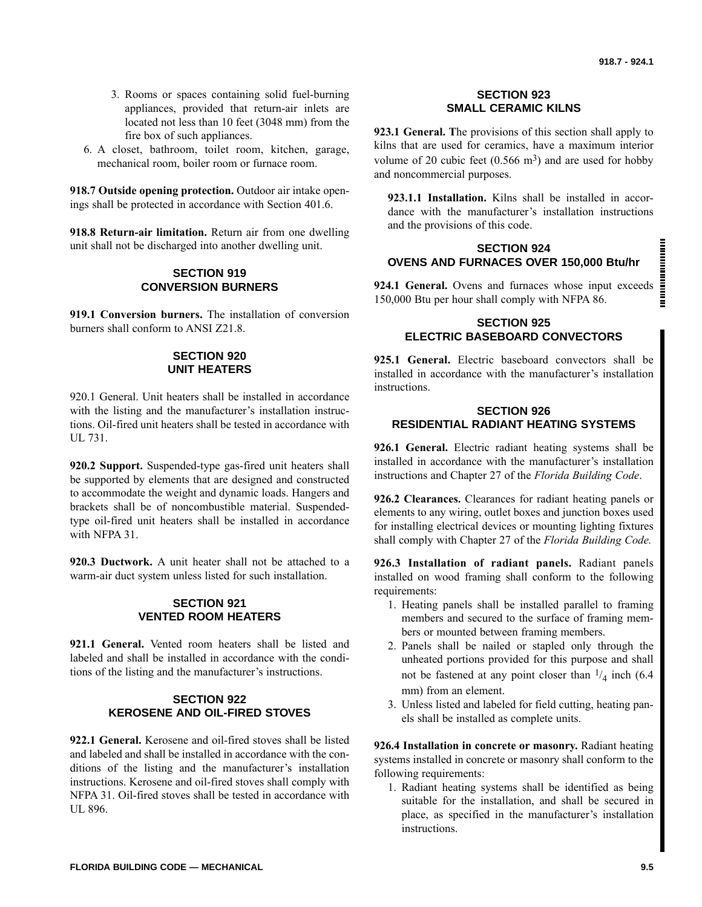3. Rooms or spaces containing solid fuel-burning appliances, provided that return-air inlets are located not less than 10 feet (3048 mm) from the fire box of such appliances.

6. A closet, bathroom, toilet room, kitchen, garage, mechanical room, boiler room or furnace room.

**918.7 Outside opening protection.** Outdoor air intake openings shall be protected in accordance with Section 401.6.

**918.8 Return-air limitation.** Return air from one dwelling unit shall not be discharged into another dwelling unit.

## SECTION 919 CONVERSION BURNERS

**919.1 Conversion burners.** The installation of conversion burners shall conform to ANSI Z21.8.

## SECTION 920 UNIT HEATERS

920.1 General. Unit heaters shall be installed in accordance with the listing and the manufacturer's installation instructions. Oil-fired unit heaters shall be tested in accordance with UL 731.

**920.2 Support.** Suspended-type gas-fired unit heaters shall be supported by elements that are designed and constructed to accommodate the weight and dynamic loads. Hangers and brackets shall be of noncombustible material. Suspended-type oil-fired unit heaters shall be installed in accordance with NFPA 31.

**920.3 Ductwork.** A unit heater shall not be attached to a warm-air duct system unless listed for such installation.

## SECTION 921 VENTED ROOM HEATERS

**921.1 General.** Vented room heaters shall be listed and labeled and shall be installed in accordance with the conditions of the listing and the manufacturer's instructions.

## SECTION 922 KEROSENE AND OIL-FIRED STOVES

**922.1 General.** Kerosene and oil-fired stoves shall be listed and labeled and shall be installed in accordance with the conditions of the listing and the manufacturer's installation instructions. Kerosene and oil-fired stoves shall comply with NFPA 31. Oil-fired stoves shall be tested in accordance with UL 896.

## SECTION 923 SMALL CERAMIC KILNS

**923.1 General. T**he provisions of this section shall apply to kilns that are used for ceramics, have a maximum interior volume of 20 cubic feet (0.566 $m^3$) and are used for hobby and noncommercial purposes.

**923.1.1 Installation.** Kilns shall be installed in accordance with the manufacturer's installation instructions and the provisions of this code.

## SECTION 924 OVENS AND FURNACES OVER 150,000 Btu/hr

**924.1 General.** Ovens and furnaces whose input exceeds 150,000 Btu per hour shall comply with NFPA 86.

## SECTION 925 ELECTRIC BASEBOARD CONVECTORS

**925.1 General.** Electric baseboard convectors shall be installed in accordance with the manufacturer's installation instructions.

## SECTION 926 RESIDENTIAL RADIANT HEATING SYSTEMS

**926.1 General.** Electric radiant heating systems shall be installed in accordance with the manufacturer's installation instructions and Chapter 27 of the *Florida Building Code*.

**926.2 Clearances.** Clearances for radiant heating panels or elements to any wiring, outlet boxes and junction boxes used for installing electrical devices or mounting lighting fixtures shall comply with Chapter 27 of the *Florida Building Code.*

**926.3 Installation of radiant panels.** Radiant panels installed on wood framing shall conform to the following requirements:

1. Heating panels shall be installed parallel to framing members and secured to the surface of framing members or mounted between framing members.
2. Panels shall be nailed or stapled only through the unheated portions provided for this purpose and shall not be fastened at any point closer than $^1/_4$ inch (6.4 mm) from an element.
3. Unless listed and labeled for field cutting, heating panels shall be installed as complete units.

**926.4 Installation in concrete or masonry.** Radiant heating systems installed in concrete or masonry shall conform to the following requirements:

1. Radiant heating systems shall be identified as being suitable for the installation, and shall be secured in place, as specified in the manufacturer's installation instructions.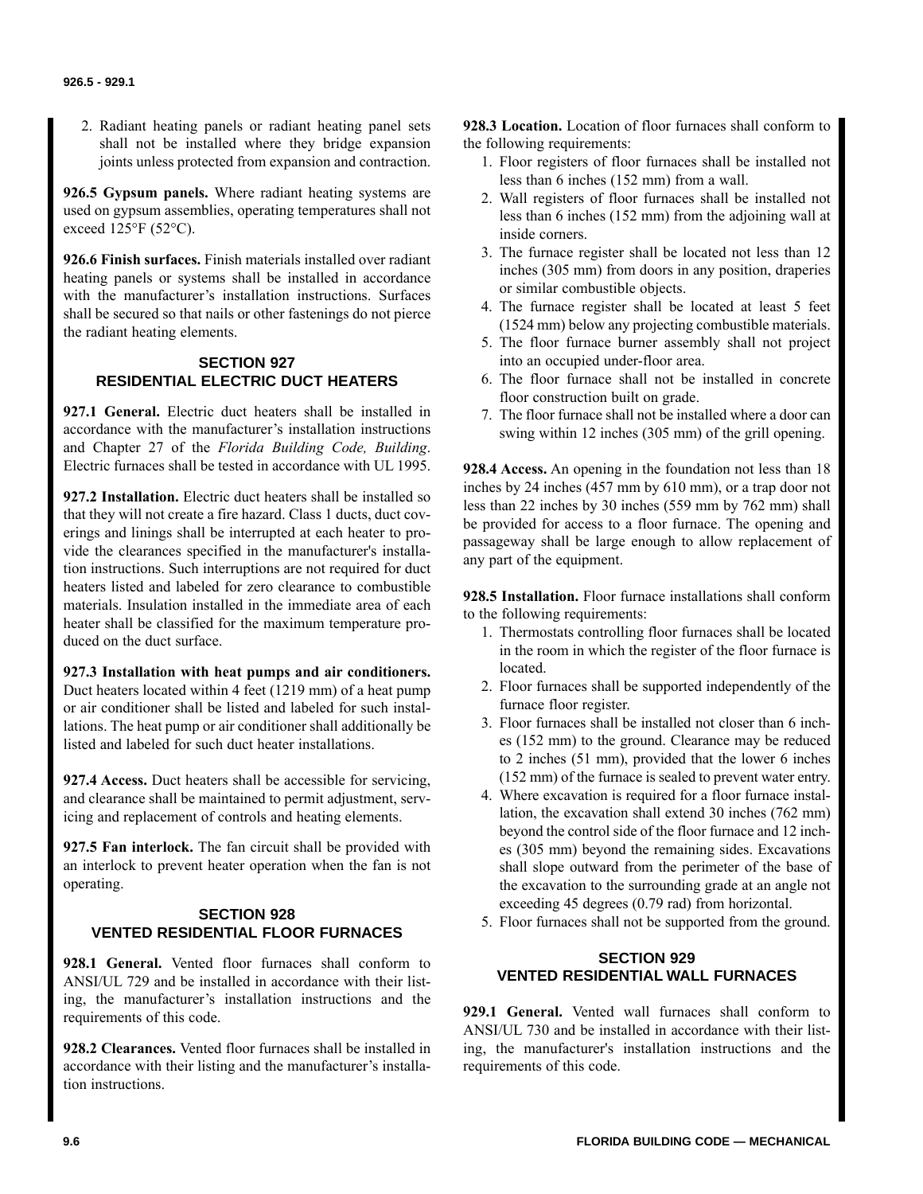2. Radiant heating panels or radiant heating panel sets shall not be installed where they bridge expansion joints unless protected from expansion and contraction.

**926.5 Gypsum panels.** Where radiant heating systems are used on gypsum assemblies, operating temperatures shall not exceed 125°F (52°C).

**926.6 Finish surfaces.** Finish materials installed over radiant heating panels or systems shall be installed in accordance with the manufacturer's installation instructions. Surfaces shall be secured so that nails or other fastenings do not pierce the radiant heating elements.

## SECTION 927
## RESIDENTIAL ELECTRIC DUCT HEATERS

**927.1 General.** Electric duct heaters shall be installed in accordance with the manufacturer's installation instructions and Chapter 27 of the *Florida Building Code, Building*. Electric furnaces shall be tested in accordance with UL 1995.

**927.2 Installation.** Electric duct heaters shall be installed so that they will not create a fire hazard. Class 1 ducts, duct coverings and linings shall be interrupted at each heater to provide the clearances specified in the manufacturer's installation instructions. Such interruptions are not required for duct heaters listed and labeled for zero clearance to combustible materials. Insulation installed in the immediate area of each heater shall be classified for the maximum temperature produced on the duct surface.

**927.3 Installation with heat pumps and air conditioners.** Duct heaters located within 4 feet (1219 mm) of a heat pump or air conditioner shall be listed and labeled for such installations. The heat pump or air conditioner shall additionally be listed and labeled for such duct heater installations.

**927.4 Access.** Duct heaters shall be accessible for servicing, and clearance shall be maintained to permit adjustment, servicing and replacement of controls and heating elements.

**927.5 Fan interlock.** The fan circuit shall be provided with an interlock to prevent heater operation when the fan is not operating.

## SECTION 928
## VENTED RESIDENTIAL FLOOR FURNACES

**928.1 General.** Vented floor furnaces shall conform to ANSI/UL 729 and be installed in accordance with their listing, the manufacturer's installation instructions and the requirements of this code.

**928.2 Clearances.** Vented floor furnaces shall be installed in accordance with their listing and the manufacturer's installation instructions.

**928.3 Location.** Location of floor furnaces shall conform to the following requirements:

1. Floor registers of floor furnaces shall be installed not less than 6 inches (152 mm) from a wall.
2. Wall registers of floor furnaces shall be installed not less than 6 inches (152 mm) from the adjoining wall at inside corners.
3. The furnace register shall be located not less than 12 inches (305 mm) from doors in any position, draperies or similar combustible objects.
4. The furnace register shall be located at least 5 feet (1524 mm) below any projecting combustible materials.
5. The floor furnace burner assembly shall not project into an occupied under-floor area.
6. The floor furnace shall not be installed in concrete floor construction built on grade.
7. The floor furnace shall not be installed where a door can swing within 12 inches (305 mm) of the grill opening.

**928.4 Access.** An opening in the foundation not less than 18 inches by 24 inches (457 mm by 610 mm), or a trap door not less than 22 inches by 30 inches (559 mm by 762 mm) shall be provided for access to a floor furnace. The opening and passageway shall be large enough to allow replacement of any part of the equipment.

**928.5 Installation.** Floor furnace installations shall conform to the following requirements:

1. Thermostats controlling floor furnaces shall be located in the room in which the register of the floor furnace is located.
2. Floor furnaces shall be supported independently of the furnace floor register.
3. Floor furnaces shall be installed not closer than 6 inches (152 mm) to the ground. Clearance may be reduced to 2 inches (51 mm), provided that the lower 6 inches (152 mm) of the furnace is sealed to prevent water entry.
4. Where excavation is required for a floor furnace installation, the excavation shall extend 30 inches (762 mm) beyond the control side of the floor furnace and 12 inches (305 mm) beyond the remaining sides. Excavations shall slope outward from the perimeter of the base of the excavation to the surrounding grade at an angle not exceeding 45 degrees (0.79 rad) from horizontal.
5. Floor furnaces shall not be supported from the ground.

## SECTION 929
## VENTED RESIDENTIAL WALL FURNACES

**929.1 General.** Vented wall furnaces shall conform to ANSI/UL 730 and be installed in accordance with their listing, the manufacturer's installation instructions and the requirements of this code.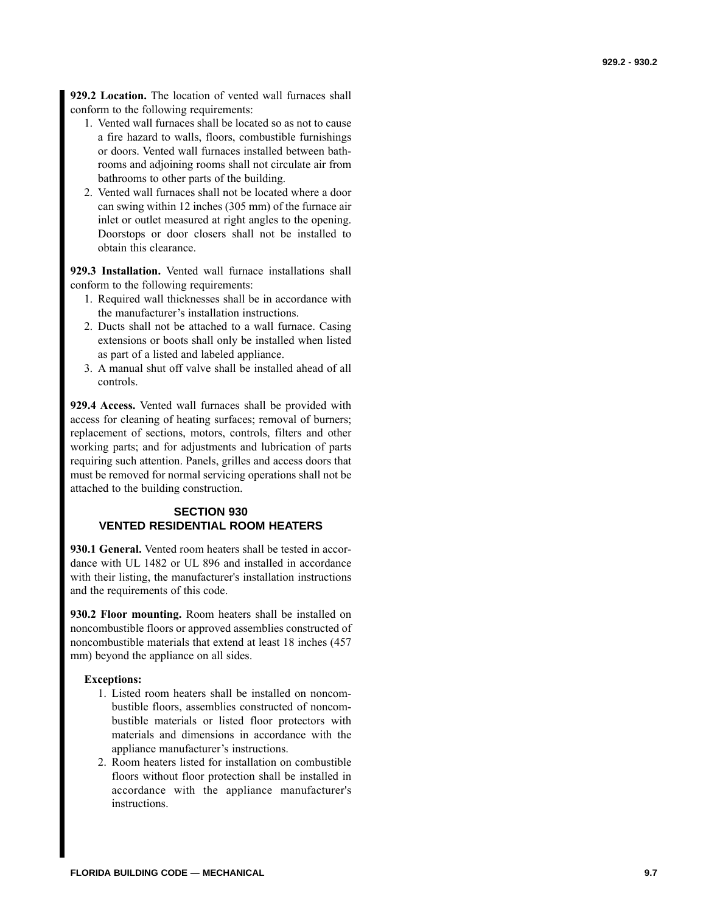**929.2 Location.** The location of vented wall furnaces shall conform to the following requirements:

1. Vented wall furnaces shall be located so as not to cause a fire hazard to walls, floors, combustible furnishings or doors. Vented wall furnaces installed between bathrooms and adjoining rooms shall not circulate air from bathrooms to other parts of the building.
2. Vented wall furnaces shall not be located where a door can swing within 12 inches (305 mm) of the furnace air inlet or outlet measured at right angles to the opening. Doorstops or door closers shall not be installed to obtain this clearance.

**929.3 Installation.** Vented wall furnace installations shall conform to the following requirements:

1. Required wall thicknesses shall be in accordance with the manufacturer's installation instructions.
2. Ducts shall not be attached to a wall furnace. Casing extensions or boots shall only be installed when listed as part of a listed and labeled appliance.
3. A manual shut off valve shall be installed ahead of all controls.

**929.4 Access.** Vented wall furnaces shall be provided with access for cleaning of heating surfaces; removal of burners; replacement of sections, motors, controls, filters and other working parts; and for adjustments and lubrication of parts requiring such attention. Panels, grilles and access doors that must be removed for normal servicing operations shall not be attached to the building construction.

## SECTION 930 VENTED RESIDENTIAL ROOM HEATERS

**930.1 General.** Vented room heaters shall be tested in accordance with UL 1482 or UL 896 and installed in accordance with their listing, the manufacturer's installation instructions and the requirements of this code.

**930.2 Floor mounting.** Room heaters shall be installed on noncombustible floors or approved assemblies constructed of noncombustible materials that extend at least 18 inches (457 mm) beyond the appliance on all sides.

**Exceptions:**

1. Listed room heaters shall be installed on noncombustible floors, assemblies constructed of noncombustible materials or listed floor protectors with materials and dimensions in accordance with the appliance manufacturer's instructions.
2. Room heaters listed for installation on combustible floors without floor protection shall be installed in accordance with the appliance manufacturer's instructions.